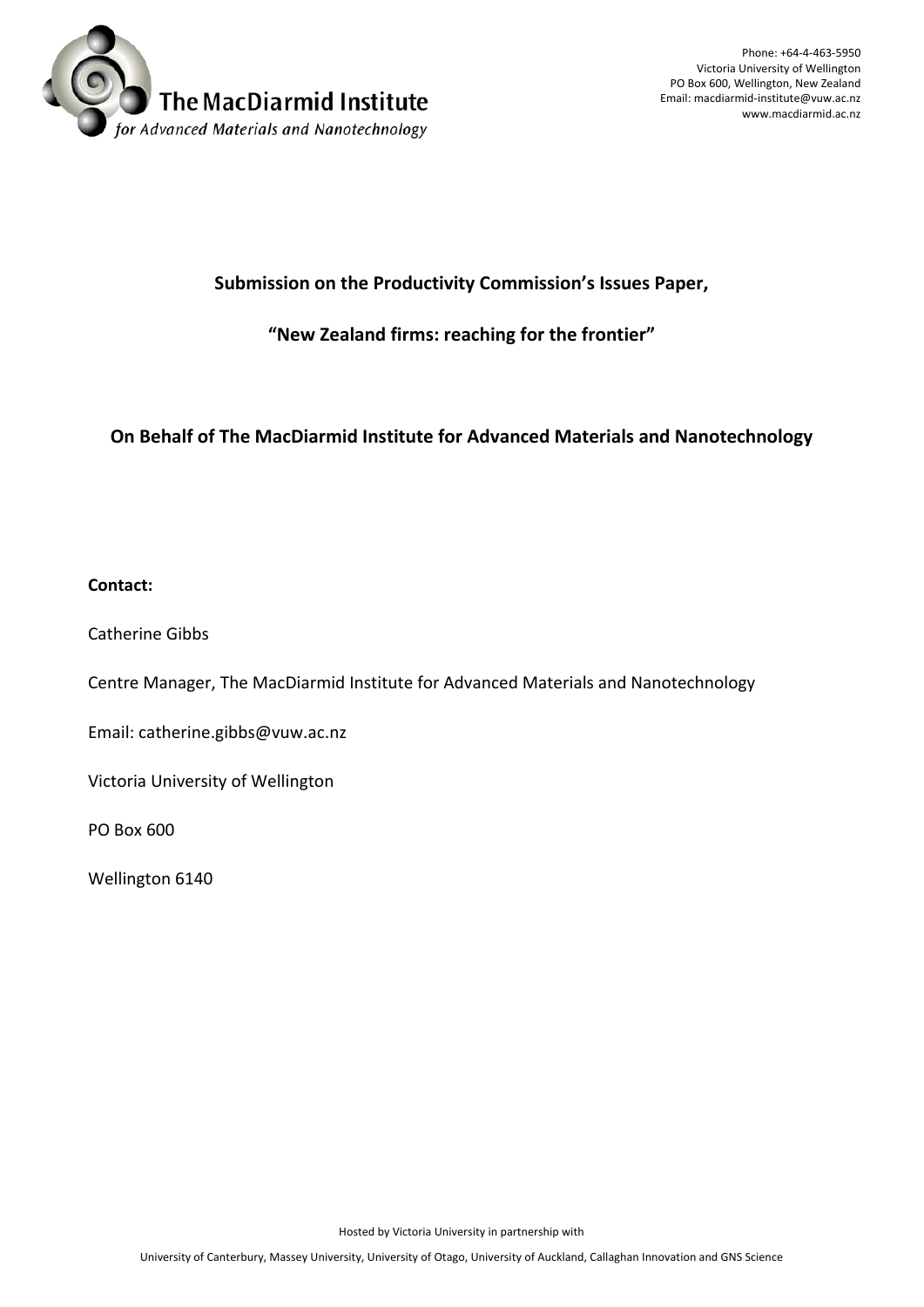The MacDiarmid Institute

*for Advanced Materials and Nanotechnology*

Phone: +64-4-463-5950
Victoria University of Wellington
PO Box 600, Wellington, New Zealand
Email: macdiarmid-institute@vuw.ac.nz
www.macdiarmid.ac.nz

**Submission on the Productivity Commission's Issues Paper,**

**"New Zealand firms: reaching for the frontier"**

**On Behalf of The MacDiarmid Institute for Advanced Materials and Nanotechnology**

**Contact:**

Catherine Gibbs

Centre Manager, The MacDiarmid Institute for Advanced Materials and Nanotechnology

Email: catherine.gibbs@vuw.ac.nz

Victoria University of Wellington

PO Box 600

Wellington 6140

Hosted by Victoria University in partnership with

University of Canterbury, Massey University, University of Otago, University of Auckland, Callaghan Innovation and GNS Science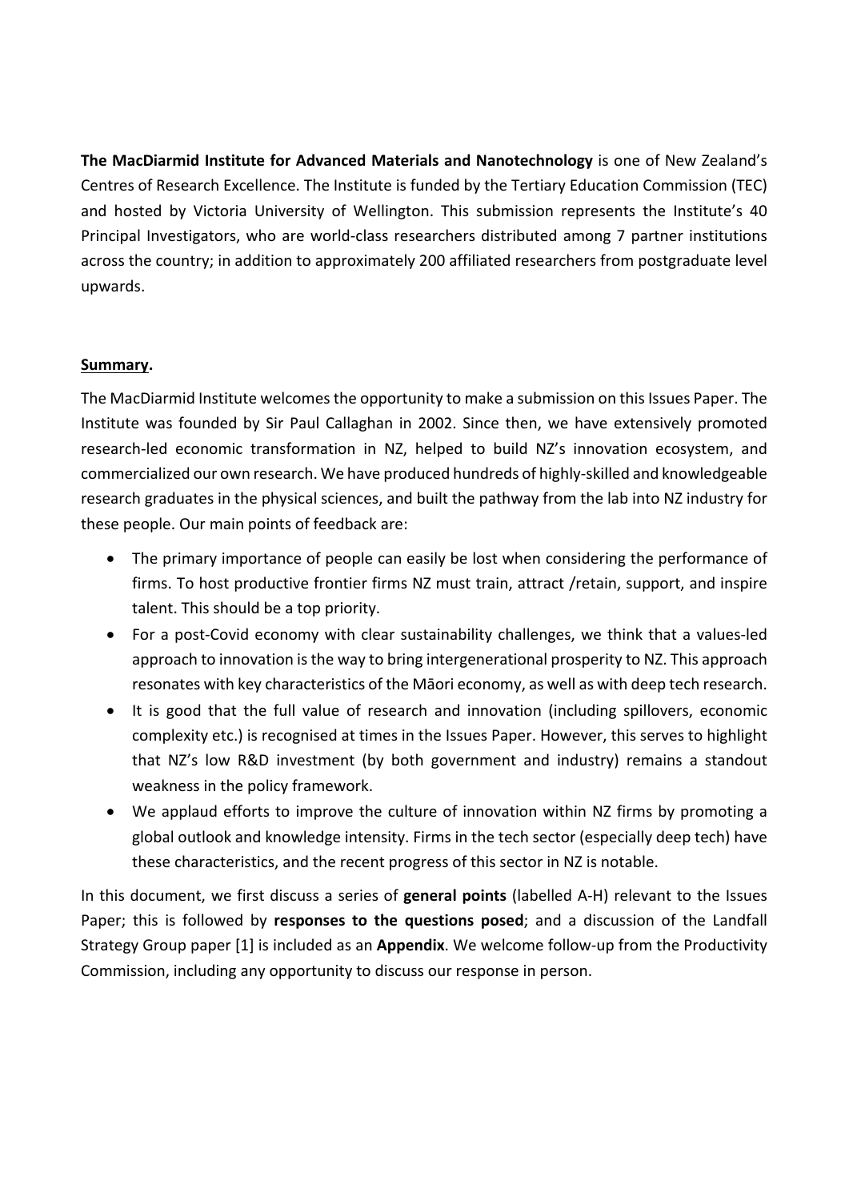**The MacDiarmid Institute for Advanced Materials and Nanotechnology** is one of New Zealand's Centres of Research Excellence. The Institute is funded by the Tertiary Education Commission (TEC) and hosted by Victoria University of Wellington. This submission represents the Institute's 40 Principal Investigators, who are world-class researchers distributed among 7 partner institutions across the country; in addition to approximately 200 affiliated researchers from postgraduate level upwards.

## Summary.

The MacDiarmid Institute welcomes the opportunity to make a submission on this Issues Paper. The Institute was founded by Sir Paul Callaghan in 2002. Since then, we have extensively promoted research-led economic transformation in NZ, helped to build NZ's innovation ecosystem, and commercialized our own research. We have produced hundreds of highly-skilled and knowledgeable research graduates in the physical sciences, and built the pathway from the lab into NZ industry for these people. Our main points of feedback are:

- The primary importance of people can easily be lost when considering the performance of firms. To host productive frontier firms NZ must train, attract /retain, support, and inspire talent. This should be a top priority.
- For a post-Covid economy with clear sustainability challenges, we think that a values-led approach to innovation is the way to bring intergenerational prosperity to NZ. This approach resonates with key characteristics of the Māori economy, as well as with deep tech research.
- It is good that the full value of research and innovation (including spillovers, economic complexity etc.) is recognised at times in the Issues Paper. However, this serves to highlight that NZ's low R&D investment (by both government and industry) remains a standout weakness in the policy framework.
- We applaud efforts to improve the culture of innovation within NZ firms by promoting a global outlook and knowledge intensity. Firms in the tech sector (especially deep tech) have these characteristics, and the recent progress of this sector in NZ is notable.

In this document, we first discuss a series of **general points** (labelled A-H) relevant to the Issues Paper; this is followed by **responses to the questions posed**; and a discussion of the Landfall Strategy Group paper [1] is included as an **Appendix**. We welcome follow-up from the Productivity Commission, including any opportunity to discuss our response in person.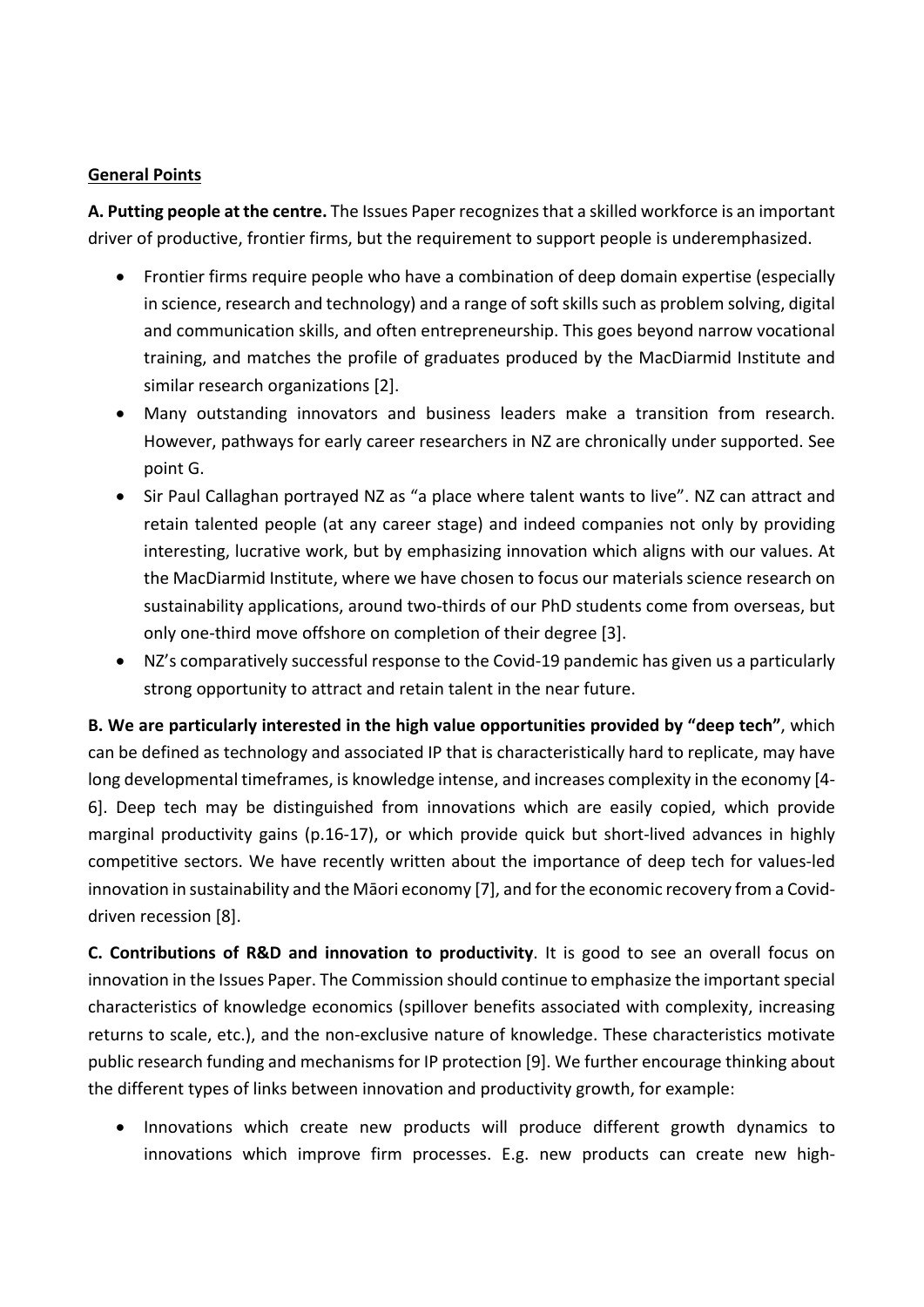**General Points**

**A. Putting people at the centre.** The Issues Paper recognizes that a skilled workforce is an important driver of productive, frontier firms, but the requirement to support people is underemphasized.

- Frontier firms require people who have a combination of deep domain expertise (especially in science, research and technology) and a range of soft skills such as problem solving, digital and communication skills, and often entrepreneurship. This goes beyond narrow vocational training, and matches the profile of graduates produced by the MacDiarmid Institute and similar research organizations [2].
- Many outstanding innovators and business leaders make a transition from research. However, pathways for early career researchers in NZ are chronically under supported. See point G.
- Sir Paul Callaghan portrayed NZ as "a place where talent wants to live". NZ can attract and retain talented people (at any career stage) and indeed companies not only by providing interesting, lucrative work, but by emphasizing innovation which aligns with our values. At the MacDiarmid Institute, where we have chosen to focus our materials science research on sustainability applications, around two-thirds of our PhD students come from overseas, but only one-third move offshore on completion of their degree [3].
- NZ's comparatively successful response to the Covid-19 pandemic has given us a particularly strong opportunity to attract and retain talent in the near future.

**B. We are particularly interested in the high value opportunities provided by "deep tech"**, which can be defined as technology and associated IP that is characteristically hard to replicate, may have long developmental timeframes, is knowledge intense, and increases complexity in the economy [4-6]. Deep tech may be distinguished from innovations which are easily copied, which provide marginal productivity gains (p.16-17), or which provide quick but short-lived advances in highly competitive sectors. We have recently written about the importance of deep tech for values-led innovation in sustainability and the Māori economy [7], and for the economic recovery from a Covid-driven recession [8].

**C. Contributions of R&D and innovation to productivity**. It is good to see an overall focus on innovation in the Issues Paper. The Commission should continue to emphasize the important special characteristics of knowledge economics (spillover benefits associated with complexity, increasing returns to scale, etc.), and the non-exclusive nature of knowledge. These characteristics motivate public research funding and mechanisms for IP protection [9]. We further encourage thinking about the different types of links between innovation and productivity growth, for example:

- Innovations which create new products will produce different growth dynamics to innovations which improve firm processes. E.g. new products can create new high-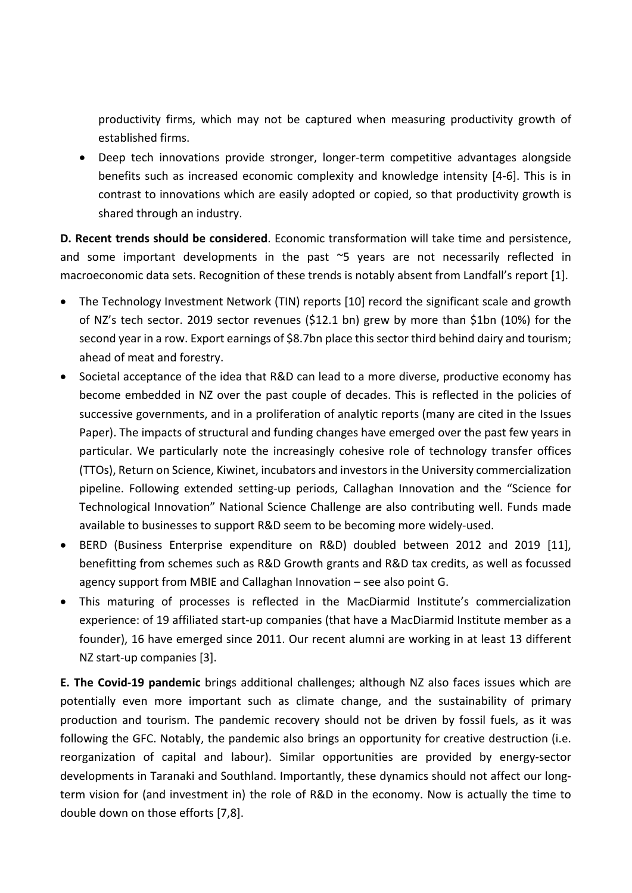productivity firms, which may not be captured when measuring productivity growth of established firms.

- Deep tech innovations provide stronger, longer-term competitive advantages alongside benefits such as increased economic complexity and knowledge intensity [4-6]. This is in contrast to innovations which are easily adopted or copied, so that productivity growth is shared through an industry.

**D. Recent trends should be considered**. Economic transformation will take time and persistence, and some important developments in the past ~5 years are not necessarily reflected in macroeconomic data sets. Recognition of these trends is notably absent from Landfall's report [1].

- The Technology Investment Network (TIN) reports [10] record the significant scale and growth of NZ's tech sector. 2019 sector revenues ($12.1 bn) grew by more than $1bn (10%) for the second year in a row. Export earnings of $8.7bn place this sector third behind dairy and tourism; ahead of meat and forestry.
- Societal acceptance of the idea that R&D can lead to a more diverse, productive economy has become embedded in NZ over the past couple of decades. This is reflected in the policies of successive governments, and in a proliferation of analytic reports (many are cited in the Issues Paper). The impacts of structural and funding changes have emerged over the past few years in particular. We particularly note the increasingly cohesive role of technology transfer offices (TTOs), Return on Science, Kiwinet, incubators and investors in the University commercialization pipeline. Following extended setting-up periods, Callaghan Innovation and the "Science for Technological Innovation" National Science Challenge are also contributing well. Funds made available to businesses to support R&D seem to be becoming more widely-used.
- BERD (Business Enterprise expenditure on R&D) doubled between 2012 and 2019 [11], benefitting from schemes such as R&D Growth grants and R&D tax credits, as well as focussed agency support from MBIE and Callaghan Innovation – see also point G.
- This maturing of processes is reflected in the MacDiarmid Institute's commercialization experience: of 19 affiliated start-up companies (that have a MacDiarmid Institute member as a founder), 16 have emerged since 2011. Our recent alumni are working in at least 13 different NZ start-up companies [3].

**E. The Covid-19 pandemic** brings additional challenges; although NZ also faces issues which are potentially even more important such as climate change, and the sustainability of primary production and tourism. The pandemic recovery should not be driven by fossil fuels, as it was following the GFC. Notably, the pandemic also brings an opportunity for creative destruction (i.e. reorganization of capital and labour). Similar opportunities are provided by energy-sector developments in Taranaki and Southland. Importantly, these dynamics should not affect our long-term vision for (and investment in) the role of R&D in the economy. Now is actually the time to double down on those efforts [7,8].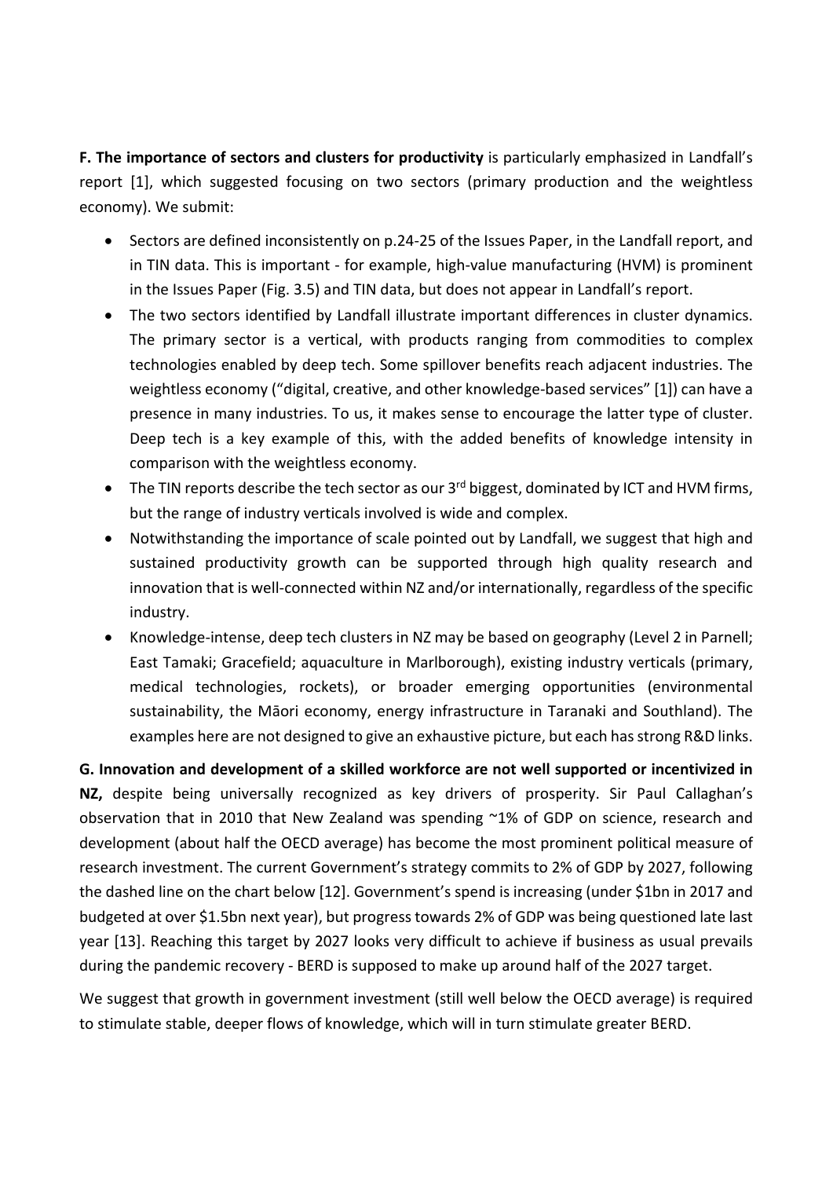**F. The importance of sectors and clusters for productivity** is particularly emphasized in Landfall's report [1], which suggested focusing on two sectors (primary production and the weightless economy). We submit:

- Sectors are defined inconsistently on p.24-25 of the Issues Paper, in the Landfall report, and in TIN data. This is important - for example, high-value manufacturing (HVM) is prominent in the Issues Paper (Fig. 3.5) and TIN data, but does not appear in Landfall's report.
- The two sectors identified by Landfall illustrate important differences in cluster dynamics. The primary sector is a vertical, with products ranging from commodities to complex technologies enabled by deep tech. Some spillover benefits reach adjacent industries. The weightless economy ("digital, creative, and other knowledge-based services" [1]) can have a presence in many industries. To us, it makes sense to encourage the latter type of cluster. Deep tech is a key example of this, with the added benefits of knowledge intensity in comparison with the weightless economy.
- The TIN reports describe the tech sector as our 3rd biggest, dominated by ICT and HVM firms, but the range of industry verticals involved is wide and complex.
- Notwithstanding the importance of scale pointed out by Landfall, we suggest that high and sustained productivity growth can be supported through high quality research and innovation that is well-connected within NZ and/or internationally, regardless of the specific industry.
- Knowledge-intense, deep tech clusters in NZ may be based on geography (Level 2 in Parnell; East Tamaki; Gracefield; aquaculture in Marlborough), existing industry verticals (primary, medical technologies, rockets), or broader emerging opportunities (environmental sustainability, the Māori economy, energy infrastructure in Taranaki and Southland). The examples here are not designed to give an exhaustive picture, but each has strong R&D links.

**G. Innovation and development of a skilled workforce are not well supported or incentivized in NZ,** despite being universally recognized as key drivers of prosperity. Sir Paul Callaghan's observation that in 2010 that New Zealand was spending ~1% of GDP on science, research and development (about half the OECD average) has become the most prominent political measure of research investment. The current Government's strategy commits to 2% of GDP by 2027, following the dashed line on the chart below [12]. Government's spend is increasing (under $1bn in 2017 and budgeted at over $1.5bn next year), but progress towards 2% of GDP was being questioned late last year [13]. Reaching this target by 2027 looks very difficult to achieve if business as usual prevails during the pandemic recovery - BERD is supposed to make up around half of the 2027 target.

We suggest that growth in government investment (still well below the OECD average) is required to stimulate stable, deeper flows of knowledge, which will in turn stimulate greater BERD.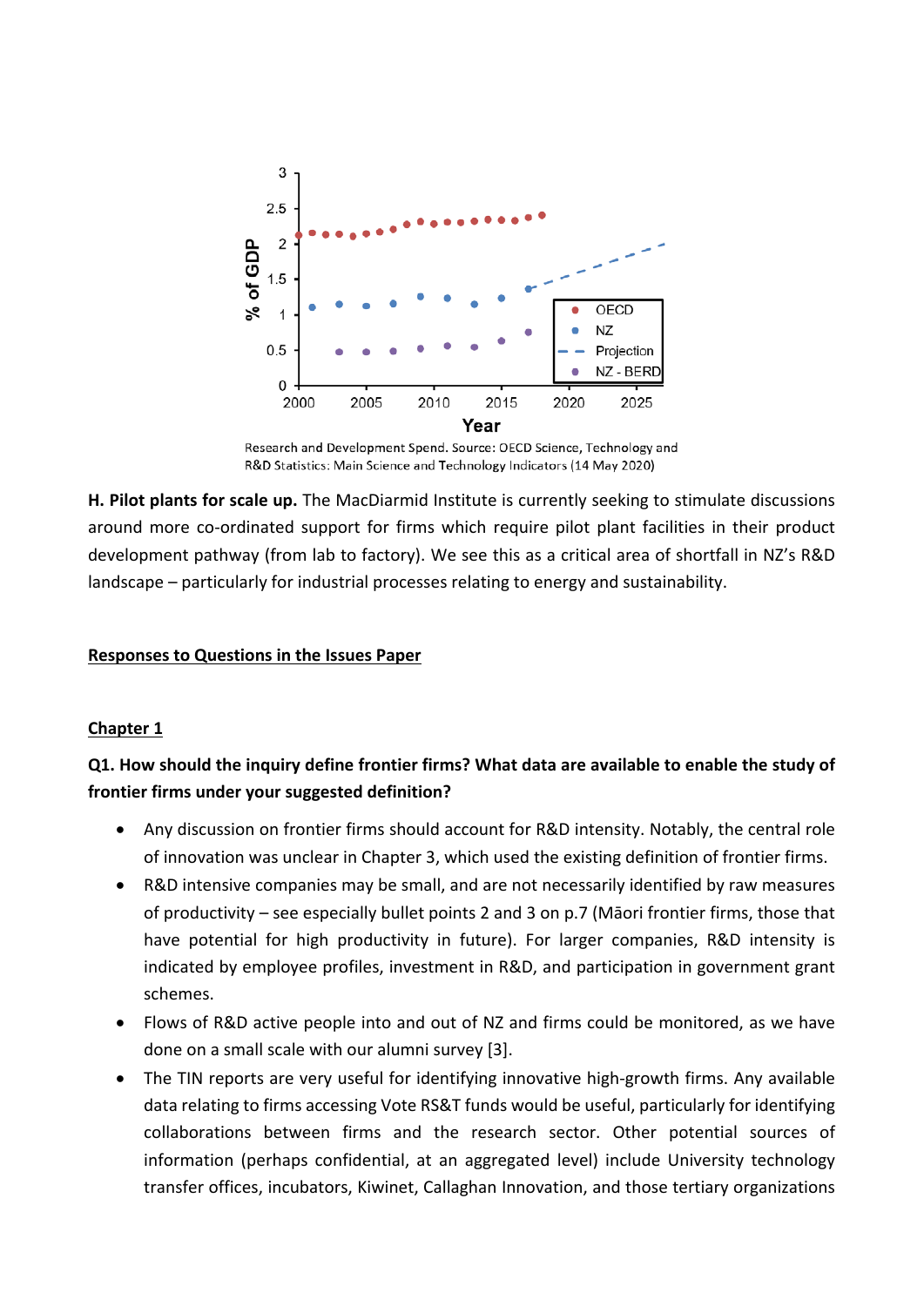Research and Development Spend. Source: OECD Science, Technology and R&D Statistics: Main Science and Technology Indicators (14 May 2020)

**H. Pilot plants for scale up.** The MacDiarmid Institute is currently seeking to stimulate discussions around more co-ordinated support for firms which require pilot plant facilities in their product development pathway (from lab to factory). We see this as a critical area of shortfall in NZ's R&D landscape – particularly for industrial processes relating to energy and sustainability.

**Responses to Questions in the Issues Paper**

**Chapter 1**

**Q1. How should the inquiry define frontier firms? What data are available to enable the study of frontier firms under your suggested definition?**

- Any discussion on frontier firms should account for R&D intensity. Notably, the central role of innovation was unclear in Chapter 3, which used the existing definition of frontier firms.
- R&D intensive companies may be small, and are not necessarily identified by raw measures of productivity – see especially bullet points 2 and 3 on p.7 (Māori frontier firms, those that have potential for high productivity in future). For larger companies, R&D intensity is indicated by employee profiles, investment in R&D, and participation in government grant schemes.
- Flows of R&D active people into and out of NZ and firms could be monitored, as we have done on a small scale with our alumni survey [3].
- The TIN reports are very useful for identifying innovative high-growth firms. Any available data relating to firms accessing Vote RS&T funds would be useful, particularly for identifying collaborations between firms and the research sector. Other potential sources of information (perhaps confidential, at an aggregated level) include University technology transfer offices, incubators, Kiwinet, Callaghan Innovation, and those tertiary organizations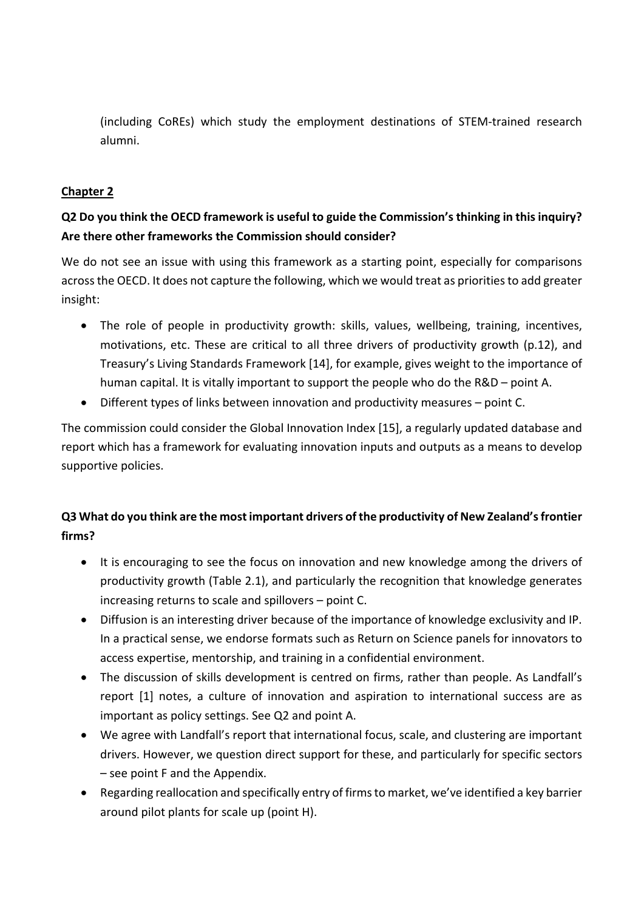(including CoREs) which study the employment destinations of STEM-trained research alumni.

## Chapter 2

**Q2 Do you think the OECD framework is useful to guide the Commission's thinking in this inquiry? Are there other frameworks the Commission should consider?**

We do not see an issue with using this framework as a starting point, especially for comparisons across the OECD. It does not capture the following, which we would treat as priorities to add greater insight:

- The role of people in productivity growth: skills, values, wellbeing, training, incentives, motivations, etc. These are critical to all three drivers of productivity growth (p.12), and Treasury's Living Standards Framework [14], for example, gives weight to the importance of human capital. It is vitally important to support the people who do the R&D – point A.
- Different types of links between innovation and productivity measures – point C.

The commission could consider the Global Innovation Index [15], a regularly updated database and report which has a framework for evaluating innovation inputs and outputs as a means to develop supportive policies.

**Q3 What do you think are the most important drivers of the productivity of New Zealand's frontier firms?**

- It is encouraging to see the focus on innovation and new knowledge among the drivers of productivity growth (Table 2.1), and particularly the recognition that knowledge generates increasing returns to scale and spillovers – point C.
- Diffusion is an interesting driver because of the importance of knowledge exclusivity and IP. In a practical sense, we endorse formats such as Return on Science panels for innovators to access expertise, mentorship, and training in a confidential environment.
- The discussion of skills development is centred on firms, rather than people. As Landfall's report [1] notes, a culture of innovation and aspiration to international success are as important as policy settings. See Q2 and point A.
- We agree with Landfall's report that international focus, scale, and clustering are important drivers. However, we question direct support for these, and particularly for specific sectors – see point F and the Appendix.
- Regarding reallocation and specifically entry of firms to market, we've identified a key barrier around pilot plants for scale up (point H).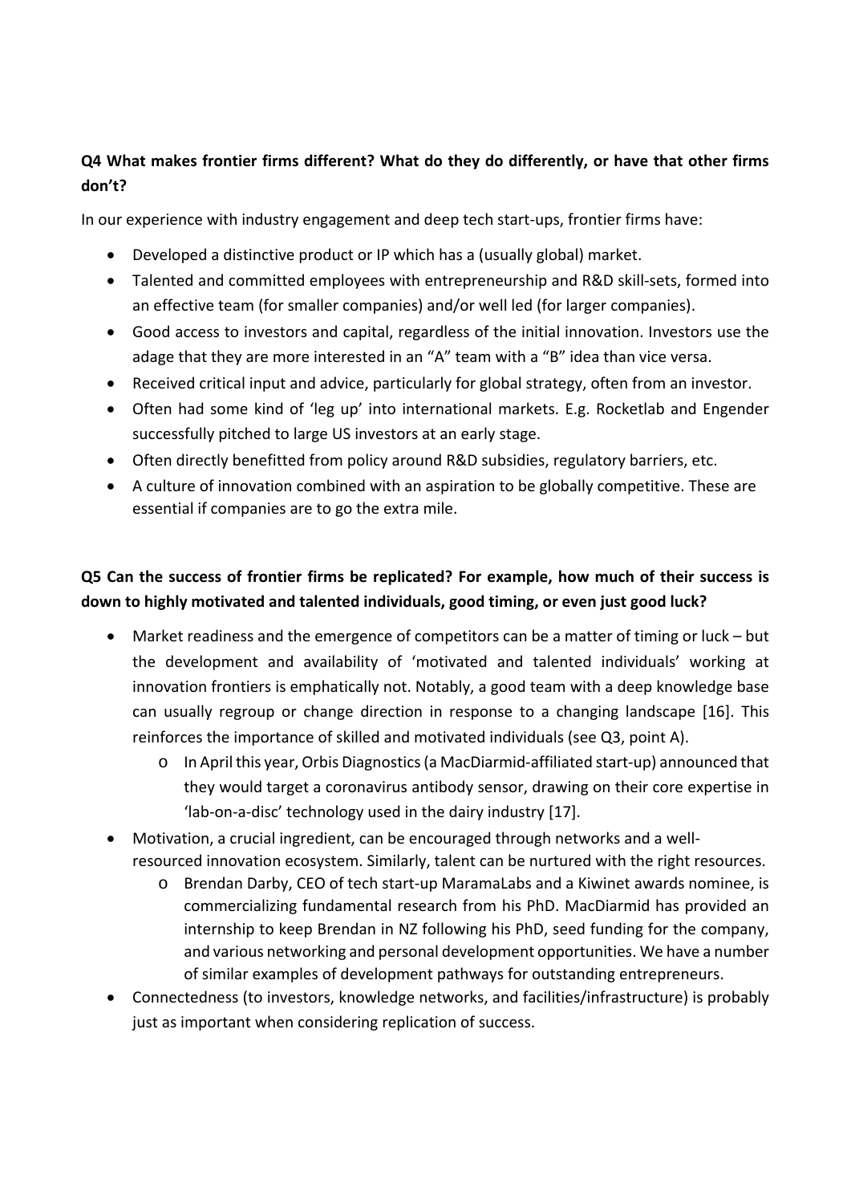**Q4 What makes frontier firms different? What do they do differently, or have that other firms don't?**

In our experience with industry engagement and deep tech start-ups, frontier firms have:

- Developed a distinctive product or IP which has a (usually global) market.
- Talented and committed employees with entrepreneurship and R&D skill-sets, formed into an effective team (for smaller companies) and/or well led (for larger companies).
- Good access to investors and capital, regardless of the initial innovation. Investors use the adage that they are more interested in an "A" team with a "B" idea than vice versa.
- Received critical input and advice, particularly for global strategy, often from an investor.
- Often had some kind of 'leg up' into international markets. E.g. Rocketlab and Engender successfully pitched to large US investors at an early stage.
- Often directly benefitted from policy around R&D subsidies, regulatory barriers, etc.
- A culture of innovation combined with an aspiration to be globally competitive. These are essential if companies are to go the extra mile.

**Q5 Can the success of frontier firms be replicated? For example, how much of their success is down to highly motivated and talented individuals, good timing, or even just good luck?**

- Market readiness and the emergence of competitors can be a matter of timing or luck – but the development and availability of 'motivated and talented individuals' working at innovation frontiers is emphatically not. Notably, a good team with a deep knowledge base can usually regroup or change direction in response to a changing landscape [16]. This reinforces the importance of skilled and motivated individuals (see Q3, point A).
  - In April this year, Orbis Diagnostics (a MacDiarmid-affiliated start-up) announced that they would target a coronavirus antibody sensor, drawing on their core expertise in 'lab-on-a-disc' technology used in the dairy industry [17].
- Motivation, a crucial ingredient, can be encouraged through networks and a well-resourced innovation ecosystem. Similarly, talent can be nurtured with the right resources.
  - Brendan Darby, CEO of tech start-up MaramaLabs and a Kiwinet awards nominee, is commercializing fundamental research from his PhD. MacDiarmid has provided an internship to keep Brendan in NZ following his PhD, seed funding for the company, and various networking and personal development opportunities. We have a number of similar examples of development pathways for outstanding entrepreneurs.
- Connectedness (to investors, knowledge networks, and facilities/infrastructure) is probably just as important when considering replication of success.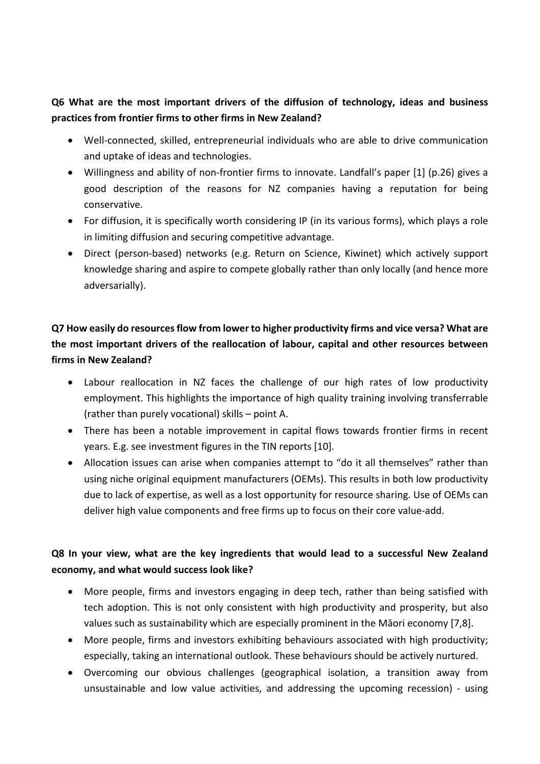**Q6 What are the most important drivers of the diffusion of technology, ideas and business practices from frontier firms to other firms in New Zealand?**

- Well-connected, skilled, entrepreneurial individuals who are able to drive communication and uptake of ideas and technologies.
- Willingness and ability of non-frontier firms to innovate. Landfall's paper [1] (p.26) gives a good description of the reasons for NZ companies having a reputation for being conservative.
- For diffusion, it is specifically worth considering IP (in its various forms), which plays a role in limiting diffusion and securing competitive advantage.
- Direct (person-based) networks (e.g. Return on Science, Kiwinet) which actively support knowledge sharing and aspire to compete globally rather than only locally (and hence more adversarially).

**Q7 How easily do resources flow from lower to higher productivity firms and vice versa? What are the most important drivers of the reallocation of labour, capital and other resources between firms in New Zealand?**

- Labour reallocation in NZ faces the challenge of our high rates of low productivity employment. This highlights the importance of high quality training involving transferrable (rather than purely vocational) skills – point A.
- There has been a notable improvement in capital flows towards frontier firms in recent years. E.g. see investment figures in the TIN reports [10].
- Allocation issues can arise when companies attempt to "do it all themselves" rather than using niche original equipment manufacturers (OEMs). This results in both low productivity due to lack of expertise, as well as a lost opportunity for resource sharing. Use of OEMs can deliver high value components and free firms up to focus on their core value-add.

**Q8 In your view, what are the key ingredients that would lead to a successful New Zealand economy, and what would success look like?**

- More people, firms and investors engaging in deep tech, rather than being satisfied with tech adoption. This is not only consistent with high productivity and prosperity, but also values such as sustainability which are especially prominent in the Māori economy [7,8].
- More people, firms and investors exhibiting behaviours associated with high productivity; especially, taking an international outlook. These behaviours should be actively nurtured.
- Overcoming our obvious challenges (geographical isolation, a transition away from unsustainable and low value activities, and addressing the upcoming recession) - using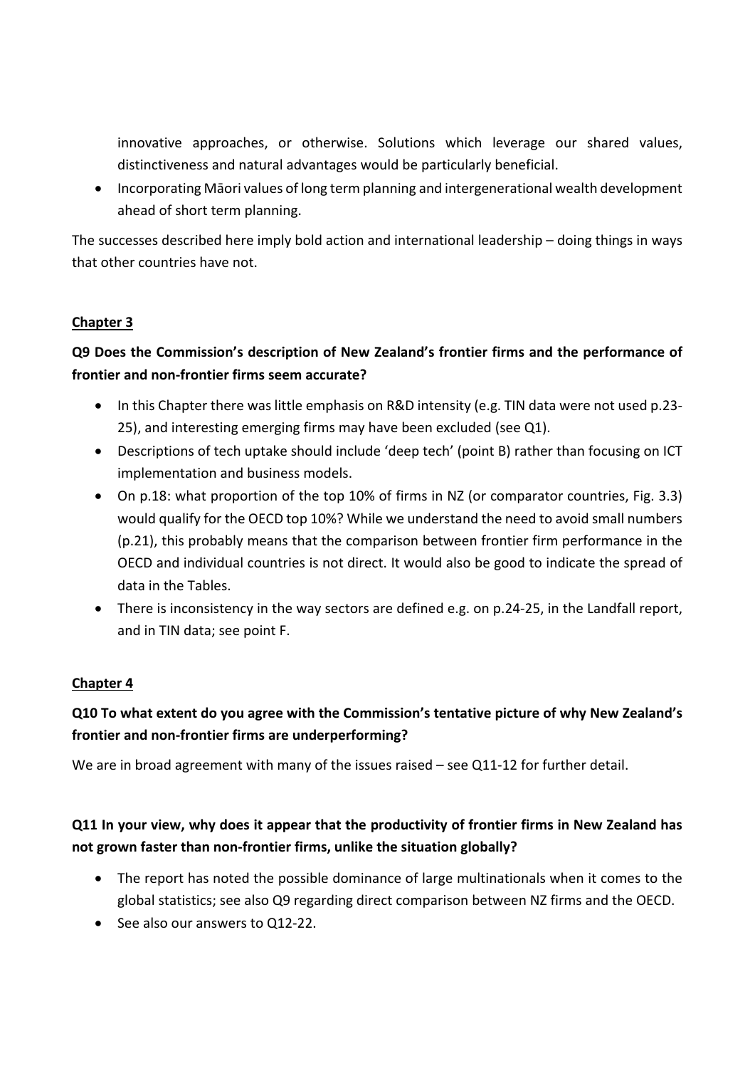innovative approaches, or otherwise. Solutions which leverage our shared values, distinctiveness and natural advantages would be particularly beneficial.

- Incorporating Māori values of long term planning and intergenerational wealth development ahead of short term planning.

The successes described here imply bold action and international leadership – doing things in ways that other countries have not.

## Chapter 3

**Q9 Does the Commission's description of New Zealand's frontier firms and the performance of frontier and non-frontier firms seem accurate?**

- In this Chapter there was little emphasis on R&D intensity (e.g. TIN data were not used p.23-25), and interesting emerging firms may have been excluded (see Q1).
- Descriptions of tech uptake should include 'deep tech' (point B) rather than focusing on ICT implementation and business models.
- On p.18: what proportion of the top 10% of firms in NZ (or comparator countries, Fig. 3.3) would qualify for the OECD top 10%? While we understand the need to avoid small numbers (p.21), this probably means that the comparison between frontier firm performance in the OECD and individual countries is not direct. It would also be good to indicate the spread of data in the Tables.
- There is inconsistency in the way sectors are defined e.g. on p.24-25, in the Landfall report, and in TIN data; see point F.

## Chapter 4

**Q10 To what extent do you agree with the Commission's tentative picture of why New Zealand's frontier and non-frontier firms are underperforming?**

We are in broad agreement with many of the issues raised – see Q11-12 for further detail.

**Q11 In your view, why does it appear that the productivity of frontier firms in New Zealand has not grown faster than non-frontier firms, unlike the situation globally?**

- The report has noted the possible dominance of large multinationals when it comes to the global statistics; see also Q9 regarding direct comparison between NZ firms and the OECD.
- See also our answers to Q12-22.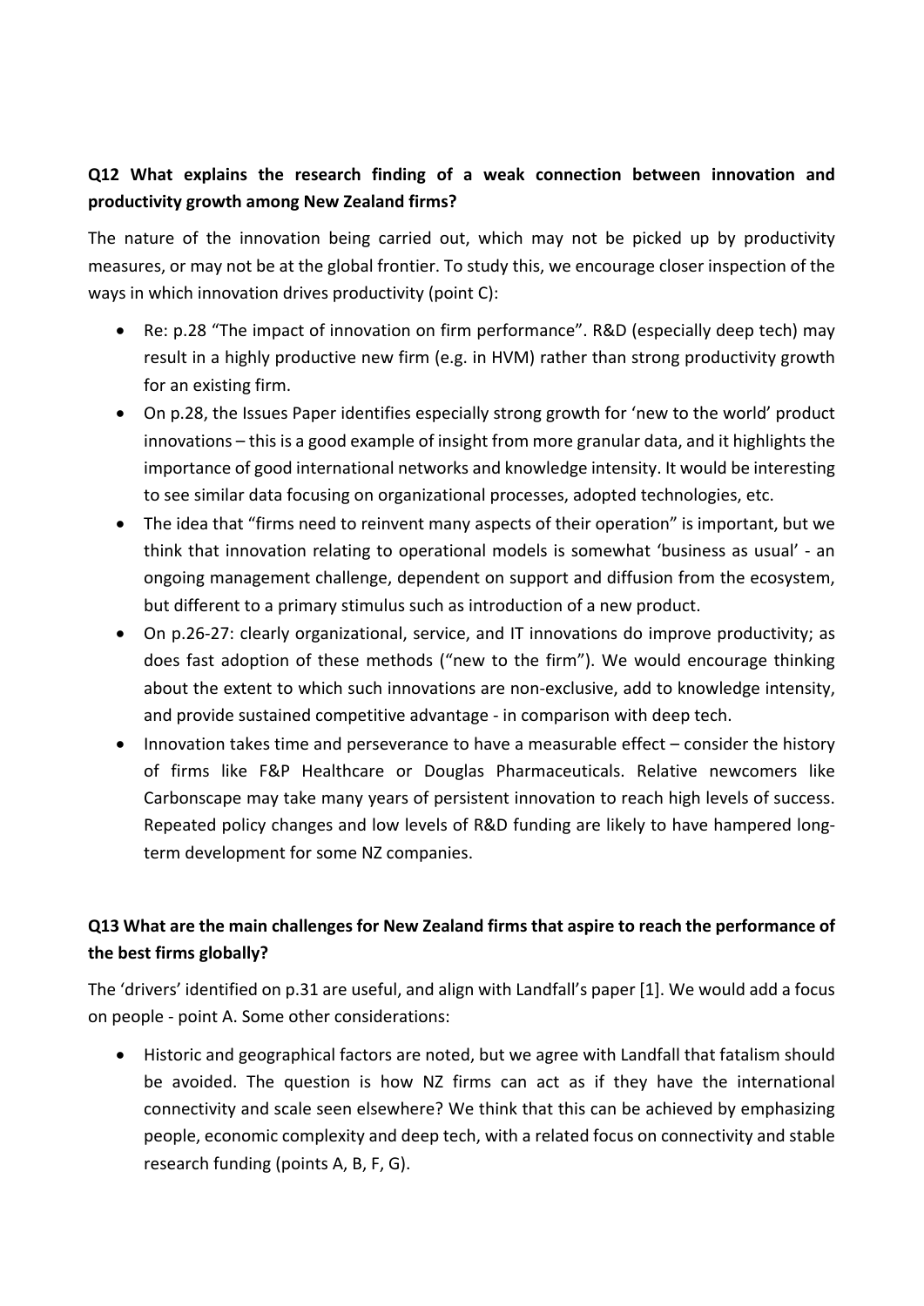**Q12 What explains the research finding of a weak connection between innovation and productivity growth among New Zealand firms?**

The nature of the innovation being carried out, which may not be picked up by productivity measures, or may not be at the global frontier. To study this, we encourage closer inspection of the ways in which innovation drives productivity (point C):

- Re: p.28 "The impact of innovation on firm performance". R&D (especially deep tech) may result in a highly productive new firm (e.g. in HVM) rather than strong productivity growth for an existing firm.
- On p.28, the Issues Paper identifies especially strong growth for 'new to the world' product innovations – this is a good example of insight from more granular data, and it highlights the importance of good international networks and knowledge intensity. It would be interesting to see similar data focusing on organizational processes, adopted technologies, etc.
- The idea that "firms need to reinvent many aspects of their operation" is important, but we think that innovation relating to operational models is somewhat 'business as usual' - an ongoing management challenge, dependent on support and diffusion from the ecosystem, but different to a primary stimulus such as introduction of a new product.
- On p.26-27: clearly organizational, service, and IT innovations do improve productivity; as does fast adoption of these methods ("new to the firm"). We would encourage thinking about the extent to which such innovations are non-exclusive, add to knowledge intensity, and provide sustained competitive advantage - in comparison with deep tech.
- Innovation takes time and perseverance to have a measurable effect – consider the history of firms like F&P Healthcare or Douglas Pharmaceuticals. Relative newcomers like Carbonscape may take many years of persistent innovation to reach high levels of success. Repeated policy changes and low levels of R&D funding are likely to have hampered long-term development for some NZ companies.

**Q13 What are the main challenges for New Zealand firms that aspire to reach the performance of the best firms globally?**

The 'drivers' identified on p.31 are useful, and align with Landfall's paper [1]. We would add a focus on people - point A. Some other considerations:

- Historic and geographical factors are noted, but we agree with Landfall that fatalism should be avoided. The question is how NZ firms can act as if they have the international connectivity and scale seen elsewhere? We think that this can be achieved by emphasizing people, economic complexity and deep tech, with a related focus on connectivity and stable research funding (points A, B, F, G).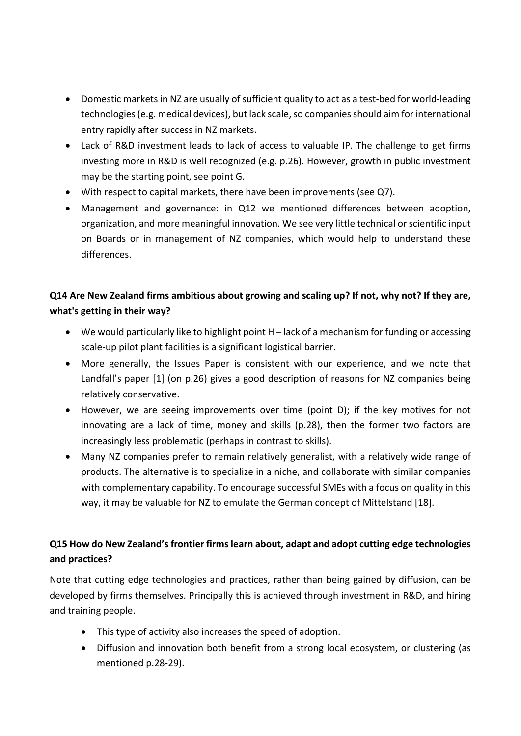- Domestic markets in NZ are usually of sufficient quality to act as a test-bed for world-leading technologies (e.g. medical devices), but lack scale, so companies should aim for international entry rapidly after success in NZ markets.
- Lack of R&D investment leads to lack of access to valuable IP. The challenge to get firms investing more in R&D is well recognized (e.g. p.26). However, growth in public investment may be the starting point, see point G.
- With respect to capital markets, there have been improvements (see Q7).
- Management and governance: in Q12 we mentioned differences between adoption, organization, and more meaningful innovation. We see very little technical or scientific input on Boards or in management of NZ companies, which would help to understand these differences.

**Q14 Are New Zealand firms ambitious about growing and scaling up? If not, why not? If they are, what's getting in their way?**

- We would particularly like to highlight point H – lack of a mechanism for funding or accessing scale-up pilot plant facilities is a significant logistical barrier.
- More generally, the Issues Paper is consistent with our experience, and we note that Landfall's paper [1] (on p.26) gives a good description of reasons for NZ companies being relatively conservative.
- However, we are seeing improvements over time (point D); if the key motives for not innovating are a lack of time, money and skills (p.28), then the former two factors are increasingly less problematic (perhaps in contrast to skills).
- Many NZ companies prefer to remain relatively generalist, with a relatively wide range of products. The alternative is to specialize in a niche, and collaborate with similar companies with complementary capability. To encourage successful SMEs with a focus on quality in this way, it may be valuable for NZ to emulate the German concept of Mittelstand [18].

**Q15 How do New Zealand's frontier firms learn about, adapt and adopt cutting edge technologies and practices?**

Note that cutting edge technologies and practices, rather than being gained by diffusion, can be developed by firms themselves. Principally this is achieved through investment in R&D, and hiring and training people.

- This type of activity also increases the speed of adoption.
- Diffusion and innovation both benefit from a strong local ecosystem, or clustering (as mentioned p.28-29).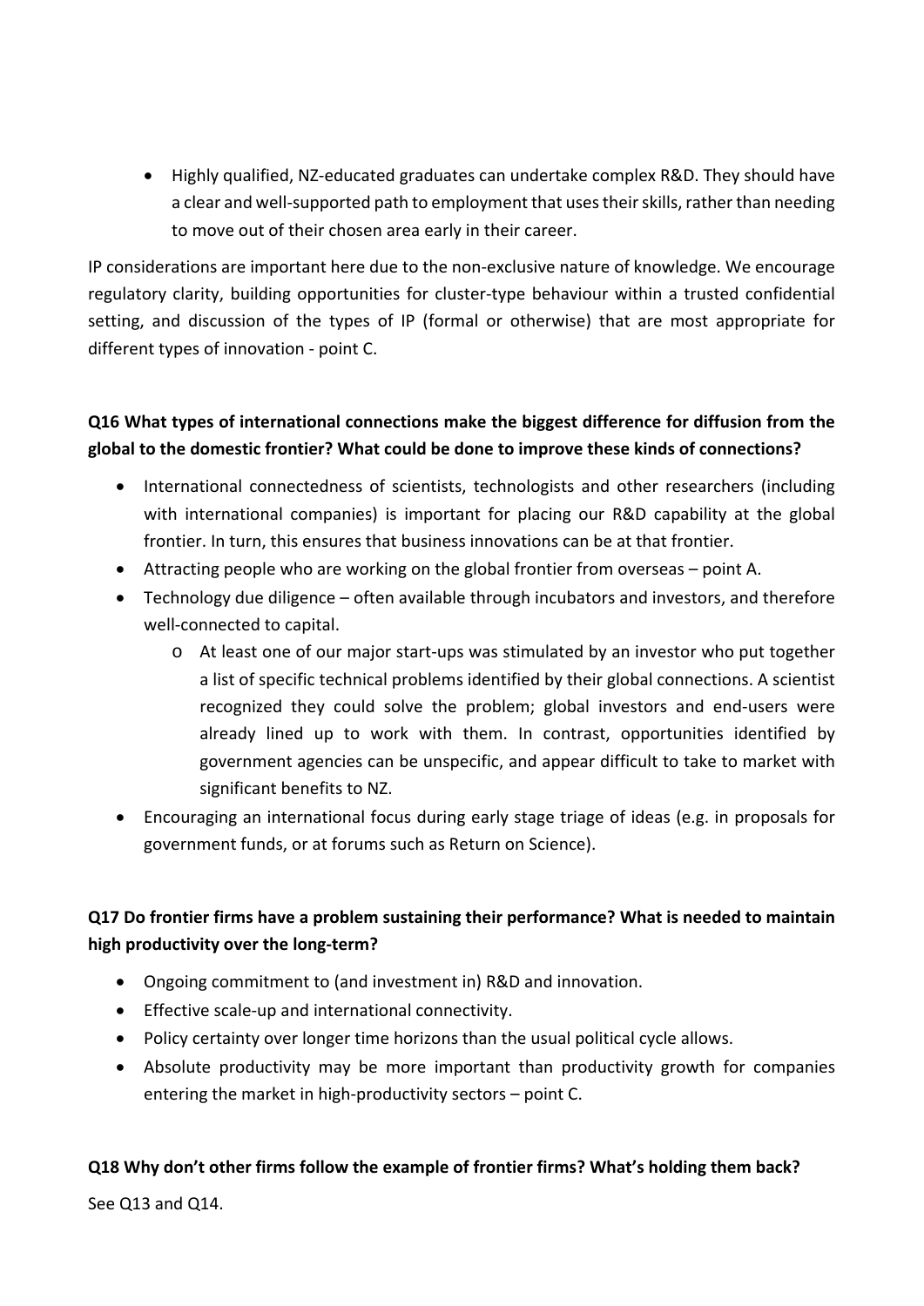- Highly qualified, NZ-educated graduates can undertake complex R&D. They should have a clear and well-supported path to employment that uses their skills, rather than needing to move out of their chosen area early in their career.

IP considerations are important here due to the non-exclusive nature of knowledge. We encourage regulatory clarity, building opportunities for cluster-type behaviour within a trusted confidential setting, and discussion of the types of IP (formal or otherwise) that are most appropriate for different types of innovation - point C.

**Q16 What types of international connections make the biggest difference for diffusion from the global to the domestic frontier? What could be done to improve these kinds of connections?**

- International connectedness of scientists, technologists and other researchers (including with international companies) is important for placing our R&D capability at the global frontier. In turn, this ensures that business innovations can be at that frontier.
- Attracting people who are working on the global frontier from overseas – point A.
- Technology due diligence – often available through incubators and investors, and therefore well-connected to capital.
  - At least one of our major start-ups was stimulated by an investor who put together a list of specific technical problems identified by their global connections. A scientist recognized they could solve the problem; global investors and end-users were already lined up to work with them. In contrast, opportunities identified by government agencies can be unspecific, and appear difficult to take to market with significant benefits to NZ.
- Encouraging an international focus during early stage triage of ideas (e.g. in proposals for government funds, or at forums such as Return on Science).

**Q17 Do frontier firms have a problem sustaining their performance? What is needed to maintain high productivity over the long-term?**

- Ongoing commitment to (and investment in) R&D and innovation.
- Effective scale-up and international connectivity.
- Policy certainty over longer time horizons than the usual political cycle allows.
- Absolute productivity may be more important than productivity growth for companies entering the market in high-productivity sectors – point C.

**Q18 Why don't other firms follow the example of frontier firms? What's holding them back?**

See Q13 and Q14.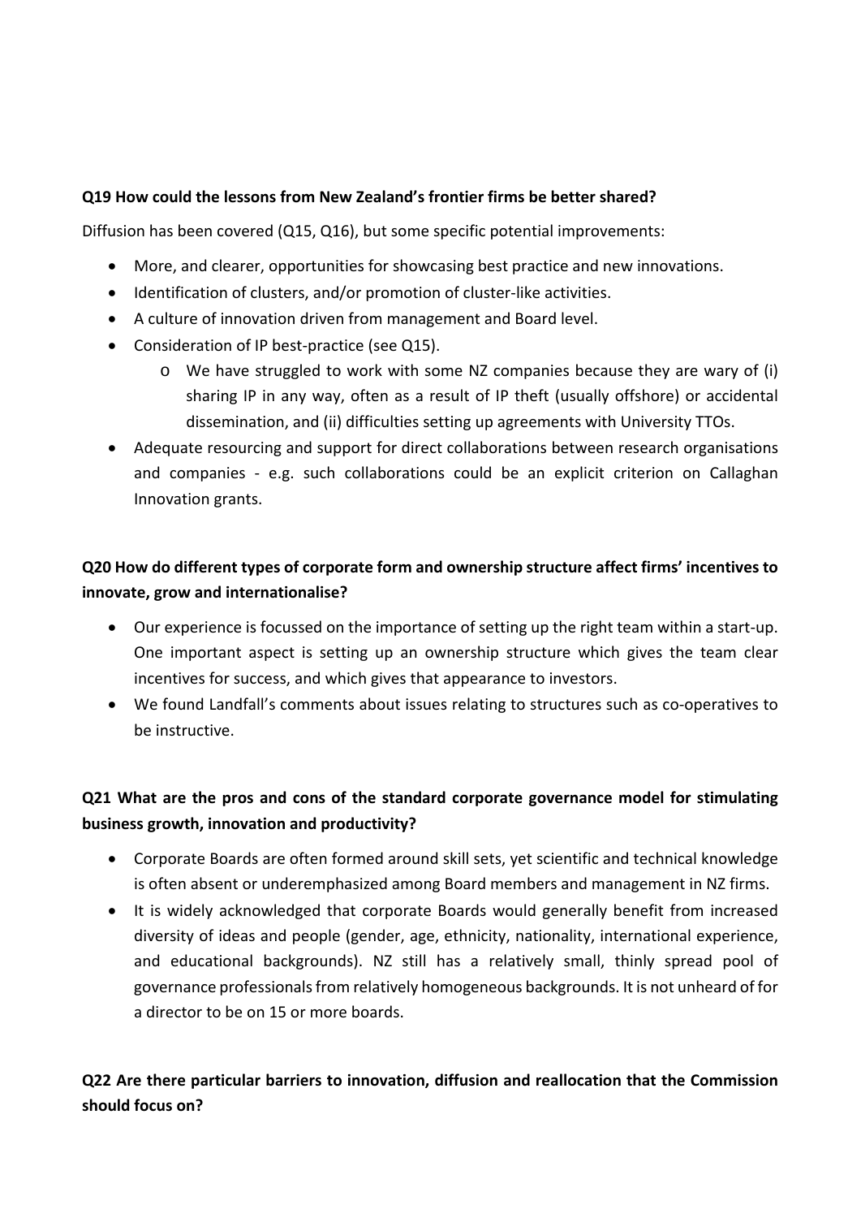**Q19 How could the lessons from New Zealand's frontier firms be better shared?**

Diffusion has been covered (Q15, Q16), but some specific potential improvements:

- More, and clearer, opportunities for showcasing best practice and new innovations.
- Identification of clusters, and/or promotion of cluster-like activities.
- A culture of innovation driven from management and Board level.
- Consideration of IP best-practice (see Q15).
  - We have struggled to work with some NZ companies because they are wary of (i) sharing IP in any way, often as a result of IP theft (usually offshore) or accidental dissemination, and (ii) difficulties setting up agreements with University TTOs.
- Adequate resourcing and support for direct collaborations between research organisations and companies - e.g. such collaborations could be an explicit criterion on Callaghan Innovation grants.

**Q20 How do different types of corporate form and ownership structure affect firms' incentives to innovate, grow and internationalise?**

- Our experience is focussed on the importance of setting up the right team within a start-up. One important aspect is setting up an ownership structure which gives the team clear incentives for success, and which gives that appearance to investors.
- We found Landfall's comments about issues relating to structures such as co-operatives to be instructive.

**Q21 What are the pros and cons of the standard corporate governance model for stimulating business growth, innovation and productivity?**

- Corporate Boards are often formed around skill sets, yet scientific and technical knowledge is often absent or underemphasized among Board members and management in NZ firms.
- It is widely acknowledged that corporate Boards would generally benefit from increased diversity of ideas and people (gender, age, ethnicity, nationality, international experience, and educational backgrounds). NZ still has a relatively small, thinly spread pool of governance professionals from relatively homogeneous backgrounds. It is not unheard of for a director to be on 15 or more boards.

**Q22 Are there particular barriers to innovation, diffusion and reallocation that the Commission should focus on?**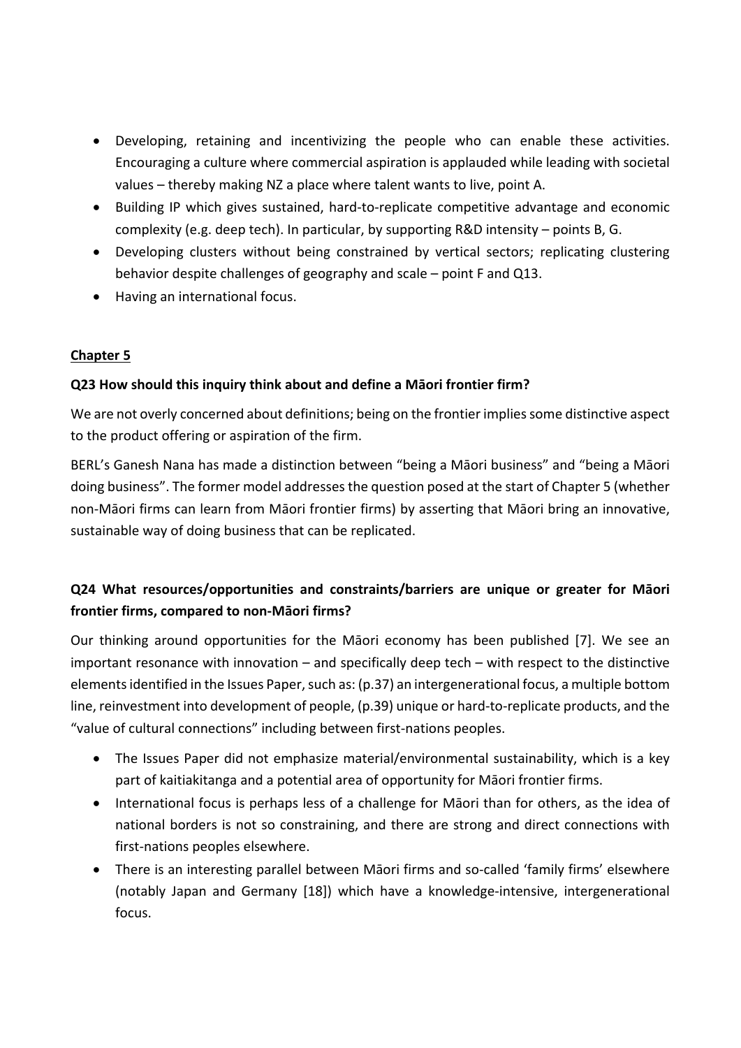- Developing, retaining and incentivizing the people who can enable these activities. Encouraging a culture where commercial aspiration is applauded while leading with societal values – thereby making NZ a place where talent wants to live, point A.
- Building IP which gives sustained, hard-to-replicate competitive advantage and economic complexity (e.g. deep tech). In particular, by supporting R&D intensity – points B, G.
- Developing clusters without being constrained by vertical sectors; replicating clustering behavior despite challenges of geography and scale – point F and Q13.
- Having an international focus.

## Chapter 5

### Q23 How should this inquiry think about and define a Māori frontier firm?

We are not overly concerned about definitions; being on the frontier implies some distinctive aspect to the product offering or aspiration of the firm.

BERL's Ganesh Nana has made a distinction between "being a Māori business" and "being a Māori doing business". The former model addresses the question posed at the start of Chapter 5 (whether non-Māori firms can learn from Māori frontier firms) by asserting that Māori bring an innovative, sustainable way of doing business that can be replicated.

### Q24 What resources/opportunities and constraints/barriers are unique or greater for Māori frontier firms, compared to non-Māori firms?

Our thinking around opportunities for the Māori economy has been published [7]. We see an important resonance with innovation – and specifically deep tech – with respect to the distinctive elements identified in the Issues Paper, such as: (p.37) an intergenerational focus, a multiple bottom line, reinvestment into development of people, (p.39) unique or hard-to-replicate products, and the "value of cultural connections" including between first-nations peoples.

- The Issues Paper did not emphasize material/environmental sustainability, which is a key part of kaitiakitanga and a potential area of opportunity for Māori frontier firms.
- International focus is perhaps less of a challenge for Māori than for others, as the idea of national borders is not so constraining, and there are strong and direct connections with first-nations peoples elsewhere.
- There is an interesting parallel between Māori firms and so-called 'family firms' elsewhere (notably Japan and Germany [18]) which have a knowledge-intensive, intergenerational focus.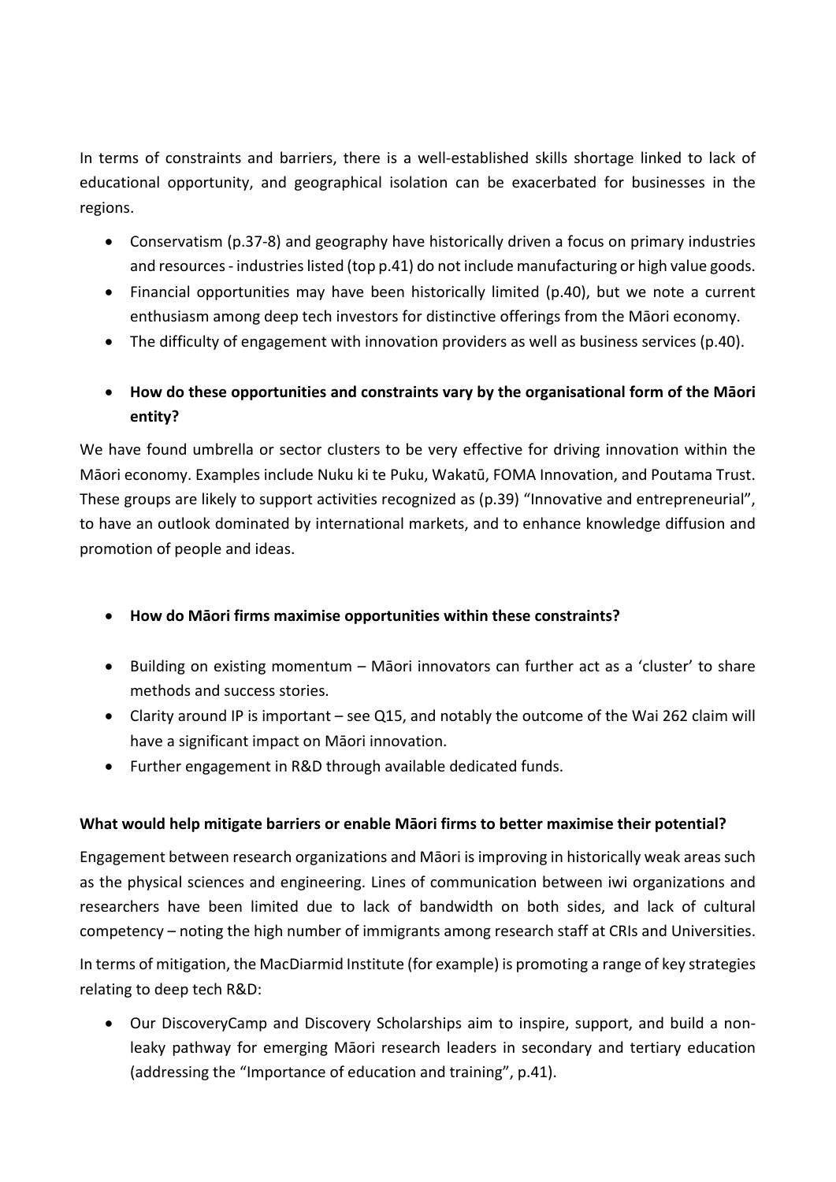In terms of constraints and barriers, there is a well-established skills shortage linked to lack of educational opportunity, and geographical isolation can be exacerbated for businesses in the regions.

- Conservatism (p.37-8) and geography have historically driven a focus on primary industries and resources - industries listed (top p.41) do not include manufacturing or high value goods.
- Financial opportunities may have been historically limited (p.40), but we note a current enthusiasm among deep tech investors for distinctive offerings from the Māori economy.
- The difficulty of engagement with innovation providers as well as business services (p.40).

- **How do these opportunities and constraints vary by the organisational form of the Māori entity?**

We have found umbrella or sector clusters to be very effective for driving innovation within the Māori economy. Examples include Nuku ki te Puku, Wakatū, FOMA Innovation, and Poutama Trust. These groups are likely to support activities recognized as (p.39) "Innovative and entrepreneurial", to have an outlook dominated by international markets, and to enhance knowledge diffusion and promotion of people and ideas.

- **How do Māori firms maximise opportunities within these constraints?**

- Building on existing momentum – Māori innovators can further act as a 'cluster' to share methods and success stories.
- Clarity around IP is important – see Q15, and notably the outcome of the Wai 262 claim will have a significant impact on Māori innovation.
- Further engagement in R&D through available dedicated funds.

**What would help mitigate barriers or enable Māori firms to better maximise their potential?**

Engagement between research organizations and Māori is improving in historically weak areas such as the physical sciences and engineering. Lines of communication between iwi organizations and researchers have been limited due to lack of bandwidth on both sides, and lack of cultural competency – noting the high number of immigrants among research staff at CRIs and Universities.

In terms of mitigation, the MacDiarmid Institute (for example) is promoting a range of key strategies relating to deep tech R&D:

- Our DiscoveryCamp and Discovery Scholarships aim to inspire, support, and build a non-leaky pathway for emerging Māori research leaders in secondary and tertiary education (addressing the "Importance of education and training", p.41).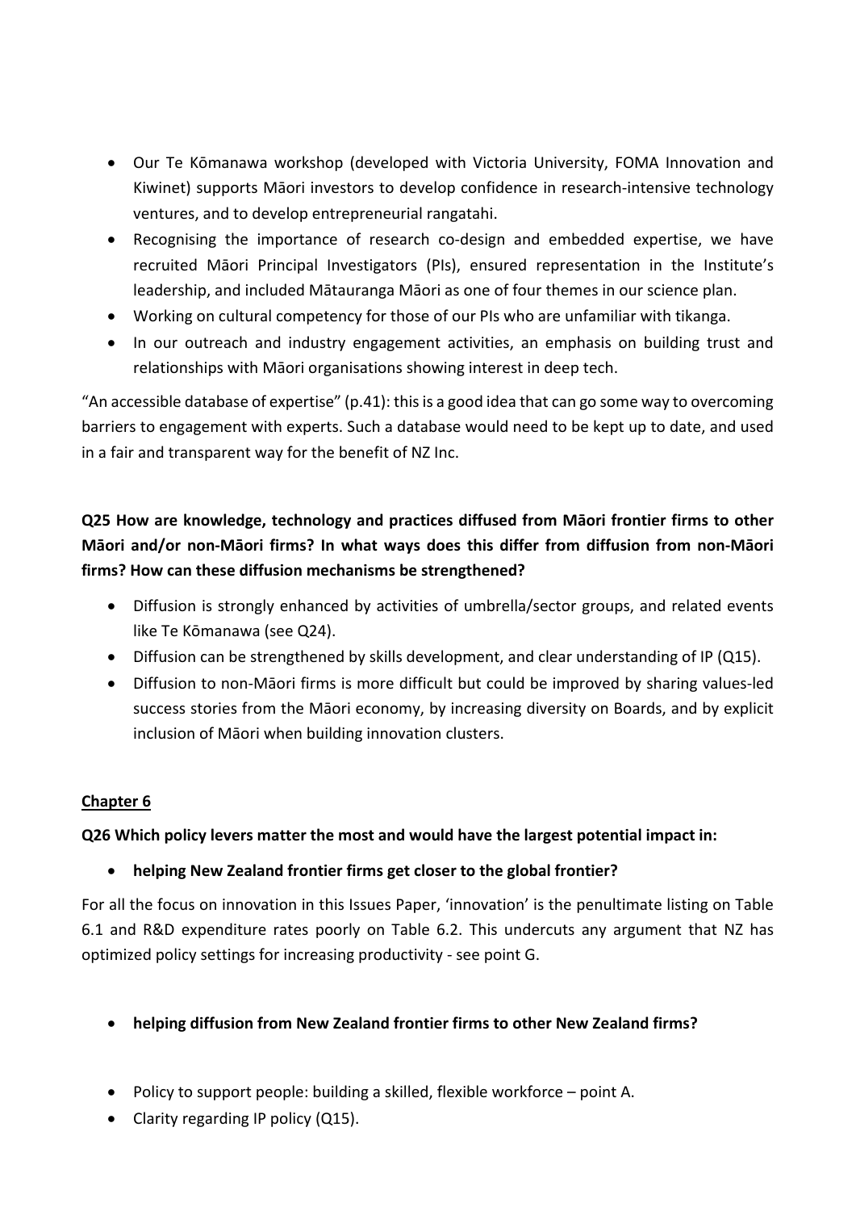- Our Te Kōmanawa workshop (developed with Victoria University, FOMA Innovation and Kiwinet) supports Māori investors to develop confidence in research-intensive technology ventures, and to develop entrepreneurial rangatahi.
- Recognising the importance of research co-design and embedded expertise, we have recruited Māori Principal Investigators (PIs), ensured representation in the Institute's leadership, and included Mātauranga Māori as one of four themes in our science plan.
- Working on cultural competency for those of our PIs who are unfamiliar with tikanga.
- In our outreach and industry engagement activities, an emphasis on building trust and relationships with Māori organisations showing interest in deep tech.

"An accessible database of expertise" (p.41): this is a good idea that can go some way to overcoming barriers to engagement with experts. Such a database would need to be kept up to date, and used in a fair and transparent way for the benefit of NZ Inc.

**Q25 How are knowledge, technology and practices diffused from Māori frontier firms to other Māori and/or non-Māori firms? In what ways does this differ from diffusion from non-Māori firms? How can these diffusion mechanisms be strengthened?**

- Diffusion is strongly enhanced by activities of umbrella/sector groups, and related events like Te Kōmanawa (see Q24).
- Diffusion can be strengthened by skills development, and clear understanding of IP (Q15).
- Diffusion to non-Māori firms is more difficult but could be improved by sharing values-led success stories from the Māori economy, by increasing diversity on Boards, and by explicit inclusion of Māori when building innovation clusters.

## Chapter 6

**Q26 Which policy levers matter the most and would have the largest potential impact in:**

- **helping New Zealand frontier firms get closer to the global frontier?**

For all the focus on innovation in this Issues Paper, 'innovation' is the penultimate listing on Table 6.1 and R&D expenditure rates poorly on Table 6.2. This undercuts any argument that NZ has optimized policy settings for increasing productivity - see point G.

- **helping diffusion from New Zealand frontier firms to other New Zealand firms?**

- Policy to support people: building a skilled, flexible workforce – point A.
- Clarity regarding IP policy (Q15).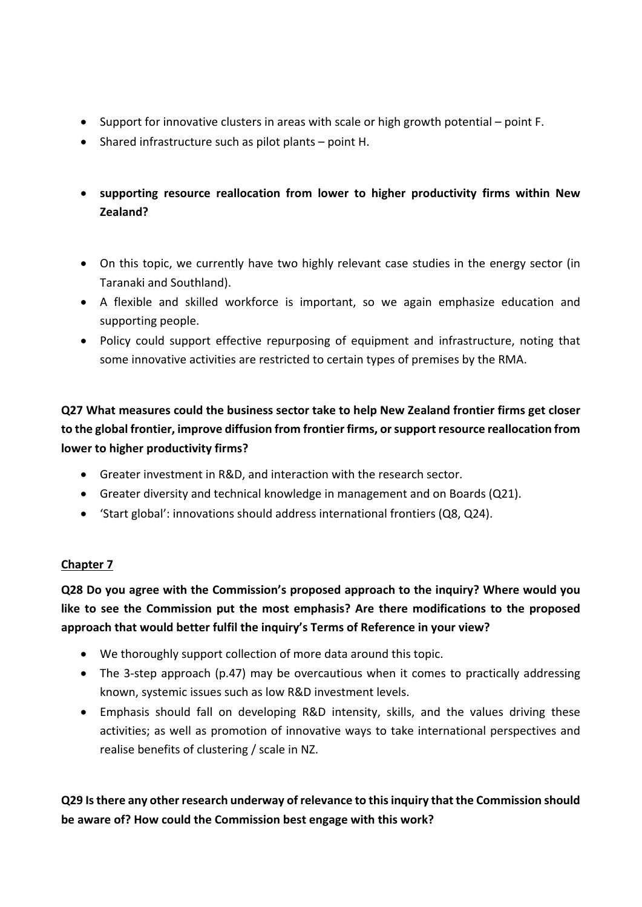- Support for innovative clusters in areas with scale or high growth potential – point F.
- Shared infrastructure such as pilot plants – point H.

- **supporting resource reallocation from lower to higher productivity firms within New Zealand?**

- On this topic, we currently have two highly relevant case studies in the energy sector (in Taranaki and Southland).
- A flexible and skilled workforce is important, so we again emphasize education and supporting people.
- Policy could support effective repurposing of equipment and infrastructure, noting that some innovative activities are restricted to certain types of premises by the RMA.

**Q27 What measures could the business sector take to help New Zealand frontier firms get closer to the global frontier, improve diffusion from frontier firms, or support resource reallocation from lower to higher productivity firms?**

- Greater investment in R&D, and interaction with the research sector.
- Greater diversity and technical knowledge in management and on Boards (Q21).
- 'Start global': innovations should address international frontiers (Q8, Q24).

## Chapter 7

**Q28 Do you agree with the Commission's proposed approach to the inquiry? Where would you like to see the Commission put the most emphasis? Are there modifications to the proposed approach that would better fulfil the inquiry's Terms of Reference in your view?**

- We thoroughly support collection of more data around this topic.
- The 3-step approach (p.47) may be overcautious when it comes to practically addressing known, systemic issues such as low R&D investment levels.
- Emphasis should fall on developing R&D intensity, skills, and the values driving these activities; as well as promotion of innovative ways to take international perspectives and realise benefits of clustering / scale in NZ.

**Q29 Is there any other research underway of relevance to this inquiry that the Commission should be aware of? How could the Commission best engage with this work?**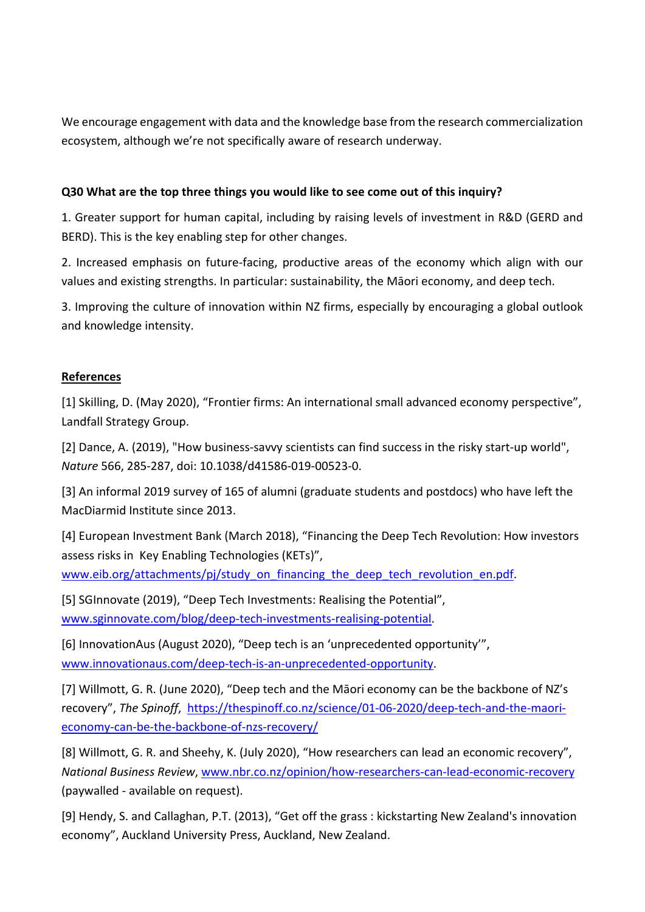We encourage engagement with data and the knowledge base from the research commercialization ecosystem, although we're not specifically aware of research underway.

**Q30 What are the top three things you would like to see come out of this inquiry?**

1. Greater support for human capital, including by raising levels of investment in R&D (GERD and BERD). This is the key enabling step for other changes.

2. Increased emphasis on future-facing, productive areas of the economy which align with our values and existing strengths. In particular: sustainability, the Māori economy, and deep tech.

3. Improving the culture of innovation within NZ firms, especially by encouraging a global outlook and knowledge intensity.

**References**

[1] Skilling, D. (May 2020), "Frontier firms: An international small advanced economy perspective", Landfall Strategy Group.

[2] Dance, A. (2019), "How business-savvy scientists can find success in the risky start-up world", *Nature* 566, 285-287, doi: 10.1038/d41586-019-00523-0.

[3] An informal 2019 survey of 165 of alumni (graduate students and postdocs) who have left the MacDiarmid Institute since 2013.

[4] European Investment Bank (March 2018), "Financing the Deep Tech Revolution: How investors assess risks in Key Enabling Technologies (KETs)", www.eib.org/attachments/pj/study_on_financing_the_deep_tech_revolution_en.pdf.

[5] SGInnovate (2019), "Deep Tech Investments: Realising the Potential", www.sginnovate.com/blog/deep-tech-investments-realising-potential.

[6] InnovationAus (August 2020), "Deep tech is an 'unprecedented opportunity'", www.innovationaus.com/deep-tech-is-an-unprecedented-opportunity.

[7] Willmott, G. R. (June 2020), "Deep tech and the Māori economy can be the backbone of NZ's recovery", *The Spinoff*, https://thespinoff.co.nz/science/01-06-2020/deep-tech-and-the-maori-economy-can-be-the-backbone-of-nzs-recovery/

[8] Willmott, G. R. and Sheehy, K. (July 2020), "How researchers can lead an economic recovery", *National Business Review*, www.nbr.co.nz/opinion/how-researchers-can-lead-economic-recovery (paywalled - available on request).

[9] Hendy, S. and Callaghan, P.T. (2013), "Get off the grass : kickstarting New Zealand's innovation economy", Auckland University Press, Auckland, New Zealand.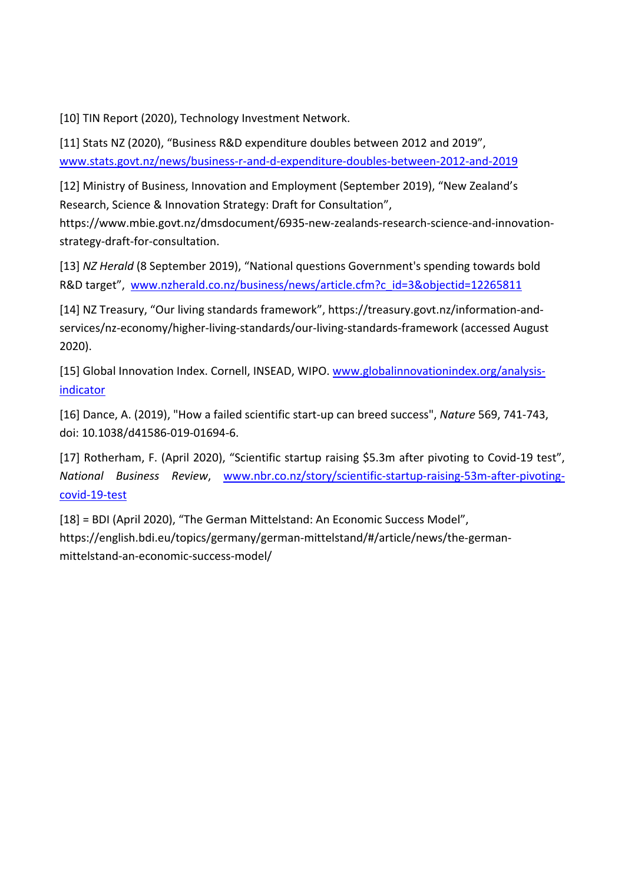[10] TIN Report (2020), Technology Investment Network.

[11] Stats NZ (2020), “Business R&D expenditure doubles between 2012 and 2019”, www.stats.govt.nz/news/business-r-and-d-expenditure-doubles-between-2012-and-2019

[12] Ministry of Business, Innovation and Employment (September 2019), “New Zealand’s Research, Science & Innovation Strategy: Draft for Consultation”, https://www.mbie.govt.nz/dmsdocument/6935-new-zealands-research-science-and-innovation-strategy-draft-for-consultation.

[13] *NZ Herald* (8 September 2019), “National questions Government's spending towards bold R&D target”, www.nzherald.co.nz/business/news/article.cfm?c_id=3&objectid=12265811

[14] NZ Treasury, “Our living standards framework”, https://treasury.govt.nz/information-and-services/nz-economy/higher-living-standards/our-living-standards-framework (accessed August 2020).

[15] Global Innovation Index. Cornell, INSEAD, WIPO. www.globalinnovationindex.org/analysis-indicator

[16] Dance, A. (2019), "How a failed scientific start-up can breed success", *Nature* 569, 741-743, doi: 10.1038/d41586-019-01694-6.

[17] Rotherham, F. (April 2020), “Scientific startup raising $5.3m after pivoting to Covid-19 test”, *National Business Review*, www.nbr.co.nz/story/scientific-startup-raising-53m-after-pivoting-covid-19-test

[18] = BDI (April 2020), “The German Mittelstand: An Economic Success Model”, https://english.bdi.eu/topics/germany/german-mittelstand/#/article/news/the-german-mittelstand-an-economic-success-model/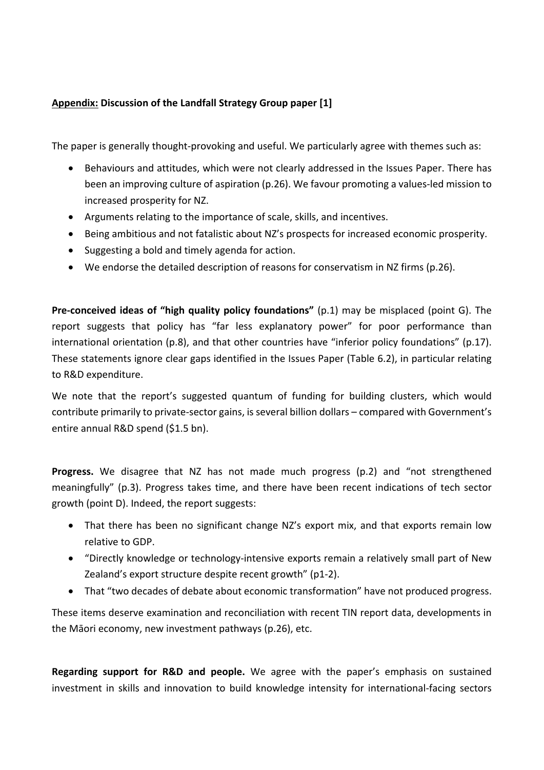**<u>Appendix:</u> Discussion of the Landfall Strategy Group paper [1]**

The paper is generally thought-provoking and useful. We particularly agree with themes such as:

- Behaviours and attitudes, which were not clearly addressed in the Issues Paper. There has been an improving culture of aspiration (p.26). We favour promoting a values-led mission to increased prosperity for NZ.
- Arguments relating to the importance of scale, skills, and incentives.
- Being ambitious and not fatalistic about NZ's prospects for increased economic prosperity.
- Suggesting a bold and timely agenda for action.
- We endorse the detailed description of reasons for conservatism in NZ firms (p.26).

**Pre-conceived ideas of "high quality policy foundations"** (p.1) may be misplaced (point G). The report suggests that policy has "far less explanatory power" for poor performance than international orientation (p.8), and that other countries have "inferior policy foundations" (p.17). These statements ignore clear gaps identified in the Issues Paper (Table 6.2), in particular relating to R&D expenditure.

We note that the report's suggested quantum of funding for building clusters, which would contribute primarily to private-sector gains, is several billion dollars – compared with Government's entire annual R&D spend ($1.5 bn).

**Progress.** We disagree that NZ has not made much progress (p.2) and "not strengthened meaningfully" (p.3). Progress takes time, and there have been recent indications of tech sector growth (point D). Indeed, the report suggests:

- That there has been no significant change NZ's export mix, and that exports remain low relative to GDP.
- "Directly knowledge or technology-intensive exports remain a relatively small part of New Zealand's export structure despite recent growth" (p1-2).
- That "two decades of debate about economic transformation" have not produced progress.

These items deserve examination and reconciliation with recent TIN report data, developments in the Māori economy, new investment pathways (p.26), etc.

**Regarding support for R&D and people.** We agree with the paper's emphasis on sustained investment in skills and innovation to build knowledge intensity for international-facing sectors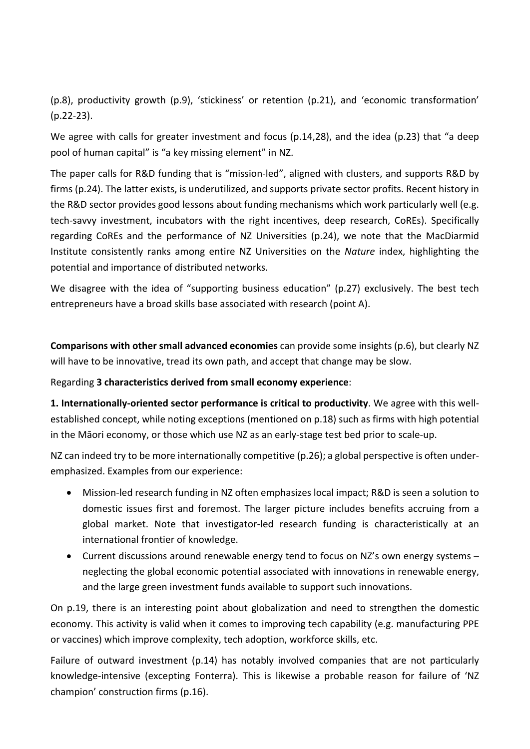(p.8), productivity growth (p.9), 'stickiness' or retention (p.21), and 'economic transformation' (p.22-23).

We agree with calls for greater investment and focus (p.14,28), and the idea (p.23) that "a deep pool of human capital" is "a key missing element" in NZ.

The paper calls for R&D funding that is "mission-led", aligned with clusters, and supports R&D by firms (p.24). The latter exists, is underutilized, and supports private sector profits. Recent history in the R&D sector provides good lessons about funding mechanisms which work particularly well (e.g. tech-savvy investment, incubators with the right incentives, deep research, CoREs). Specifically regarding CoREs and the performance of NZ Universities (p.24), we note that the MacDiarmid Institute consistently ranks among entire NZ Universities on the *Nature* index, highlighting the potential and importance of distributed networks.

We disagree with the idea of "supporting business education" (p.27) exclusively. The best tech entrepreneurs have a broad skills base associated with research (point A).

**Comparisons with other small advanced economies** can provide some insights (p.6), but clearly NZ will have to be innovative, tread its own path, and accept that change may be slow.

Regarding **3 characteristics derived from small economy experience**:

**1. Internationally-oriented sector performance is critical to productivity**. We agree with this well-established concept, while noting exceptions (mentioned on p.18) such as firms with high potential in the Māori economy, or those which use NZ as an early-stage test bed prior to scale-up.

NZ can indeed try to be more internationally competitive (p.26); a global perspective is often under-emphasized. Examples from our experience:

- Mission-led research funding in NZ often emphasizes local impact; R&D is seen a solution to domestic issues first and foremost. The larger picture includes benefits accruing from a global market. Note that investigator-led research funding is characteristically at an international frontier of knowledge.
- Current discussions around renewable energy tend to focus on NZ's own energy systems – neglecting the global economic potential associated with innovations in renewable energy, and the large green investment funds available to support such innovations.

On p.19, there is an interesting point about globalization and need to strengthen the domestic economy. This activity is valid when it comes to improving tech capability (e.g. manufacturing PPE or vaccines) which improve complexity, tech adoption, workforce skills, etc.

Failure of outward investment (p.14) has notably involved companies that are not particularly knowledge-intensive (excepting Fonterra). This is likewise a probable reason for failure of 'NZ champion' construction firms (p.16).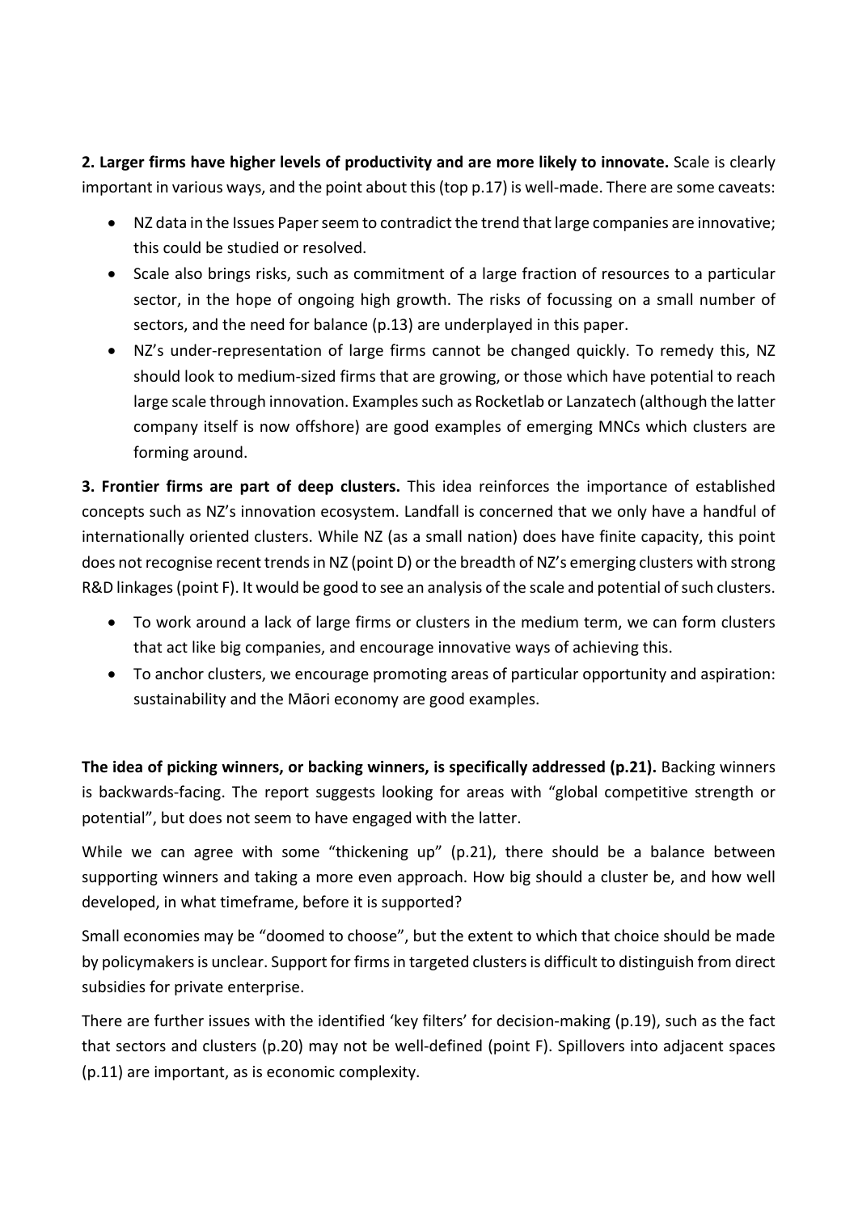**2. Larger firms have higher levels of productivity and are more likely to innovate.** Scale is clearly important in various ways, and the point about this (top p.17) is well-made. There are some caveats:

- NZ data in the Issues Paper seem to contradict the trend that large companies are innovative; this could be studied or resolved.
- Scale also brings risks, such as commitment of a large fraction of resources to a particular sector, in the hope of ongoing high growth. The risks of focussing on a small number of sectors, and the need for balance (p.13) are underplayed in this paper.
- NZ's under-representation of large firms cannot be changed quickly. To remedy this, NZ should look to medium-sized firms that are growing, or those which have potential to reach large scale through innovation. Examples such as Rocketlab or Lanzatech (although the latter company itself is now offshore) are good examples of emerging MNCs which clusters are forming around.

**3. Frontier firms are part of deep clusters.** This idea reinforces the importance of established concepts such as NZ's innovation ecosystem. Landfall is concerned that we only have a handful of internationally oriented clusters. While NZ (as a small nation) does have finite capacity, this point does not recognise recent trends in NZ (point D) or the breadth of NZ's emerging clusters with strong R&D linkages (point F). It would be good to see an analysis of the scale and potential of such clusters.

- To work around a lack of large firms or clusters in the medium term, we can form clusters that act like big companies, and encourage innovative ways of achieving this.
- To anchor clusters, we encourage promoting areas of particular opportunity and aspiration: sustainability and the Māori economy are good examples.

**The idea of picking winners, or backing winners, is specifically addressed (p.21).** Backing winners is backwards-facing. The report suggests looking for areas with "global competitive strength or potential", but does not seem to have engaged with the latter.

While we can agree with some "thickening up" (p.21), there should be a balance between supporting winners and taking a more even approach. How big should a cluster be, and how well developed, in what timeframe, before it is supported?

Small economies may be "doomed to choose", but the extent to which that choice should be made by policymakers is unclear. Support for firms in targeted clusters is difficult to distinguish from direct subsidies for private enterprise.

There are further issues with the identified 'key filters' for decision-making (p.19), such as the fact that sectors and clusters (p.20) may not be well-defined (point F). Spillovers into adjacent spaces (p.11) are important, as is economic complexity.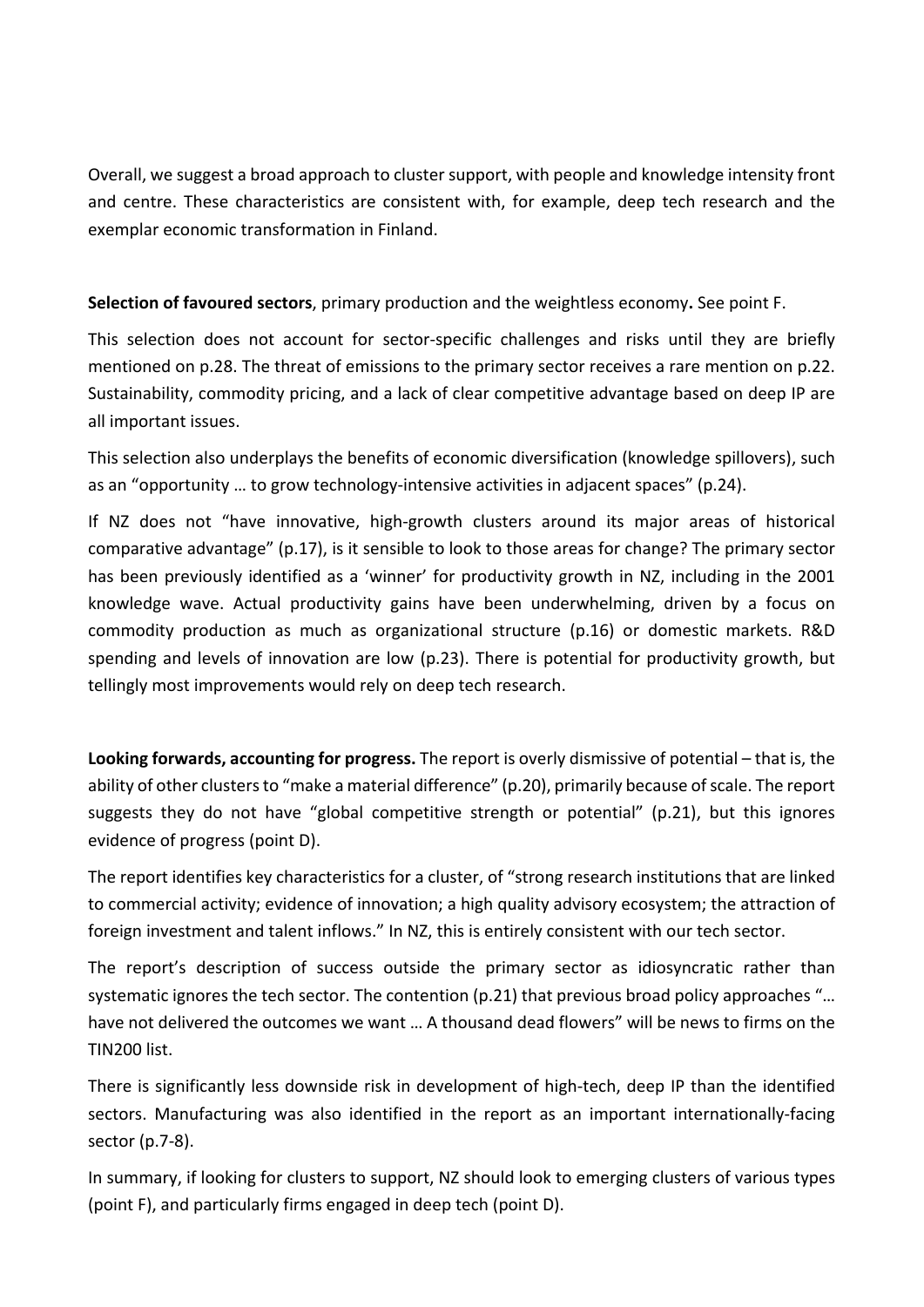Overall, we suggest a broad approach to cluster support, with people and knowledge intensity front and centre. These characteristics are consistent with, for example, deep tech research and the exemplar economic transformation in Finland.

**Selection of favoured sectors**, primary production and the weightless economy**.** See point F.

This selection does not account for sector-specific challenges and risks until they are briefly mentioned on p.28. The threat of emissions to the primary sector receives a rare mention on p.22. Sustainability, commodity pricing, and a lack of clear competitive advantage based on deep IP are all important issues.

This selection also underplays the benefits of economic diversification (knowledge spillovers), such as an "opportunity … to grow technology-intensive activities in adjacent spaces" (p.24).

If NZ does not "have innovative, high-growth clusters around its major areas of historical comparative advantage" (p.17), is it sensible to look to those areas for change? The primary sector has been previously identified as a 'winner' for productivity growth in NZ, including in the 2001 knowledge wave. Actual productivity gains have been underwhelming, driven by a focus on commodity production as much as organizational structure (p.16) or domestic markets. R&D spending and levels of innovation are low (p.23). There is potential for productivity growth, but tellingly most improvements would rely on deep tech research.

**Looking forwards, accounting for progress.** The report is overly dismissive of potential – that is, the ability of other clusters to "make a material difference" (p.20), primarily because of scale. The report suggests they do not have "global competitive strength or potential" (p.21), but this ignores evidence of progress (point D).

The report identifies key characteristics for a cluster, of "strong research institutions that are linked to commercial activity; evidence of innovation; a high quality advisory ecosystem; the attraction of foreign investment and talent inflows." In NZ, this is entirely consistent with our tech sector.

The report's description of success outside the primary sector as idiosyncratic rather than systematic ignores the tech sector. The contention (p.21) that previous broad policy approaches "… have not delivered the outcomes we want … A thousand dead flowers" will be news to firms on the TIN200 list.

There is significantly less downside risk in development of high-tech, deep IP than the identified sectors. Manufacturing was also identified in the report as an important internationally-facing sector (p.7-8).

In summary, if looking for clusters to support, NZ should look to emerging clusters of various types (point F), and particularly firms engaged in deep tech (point D).